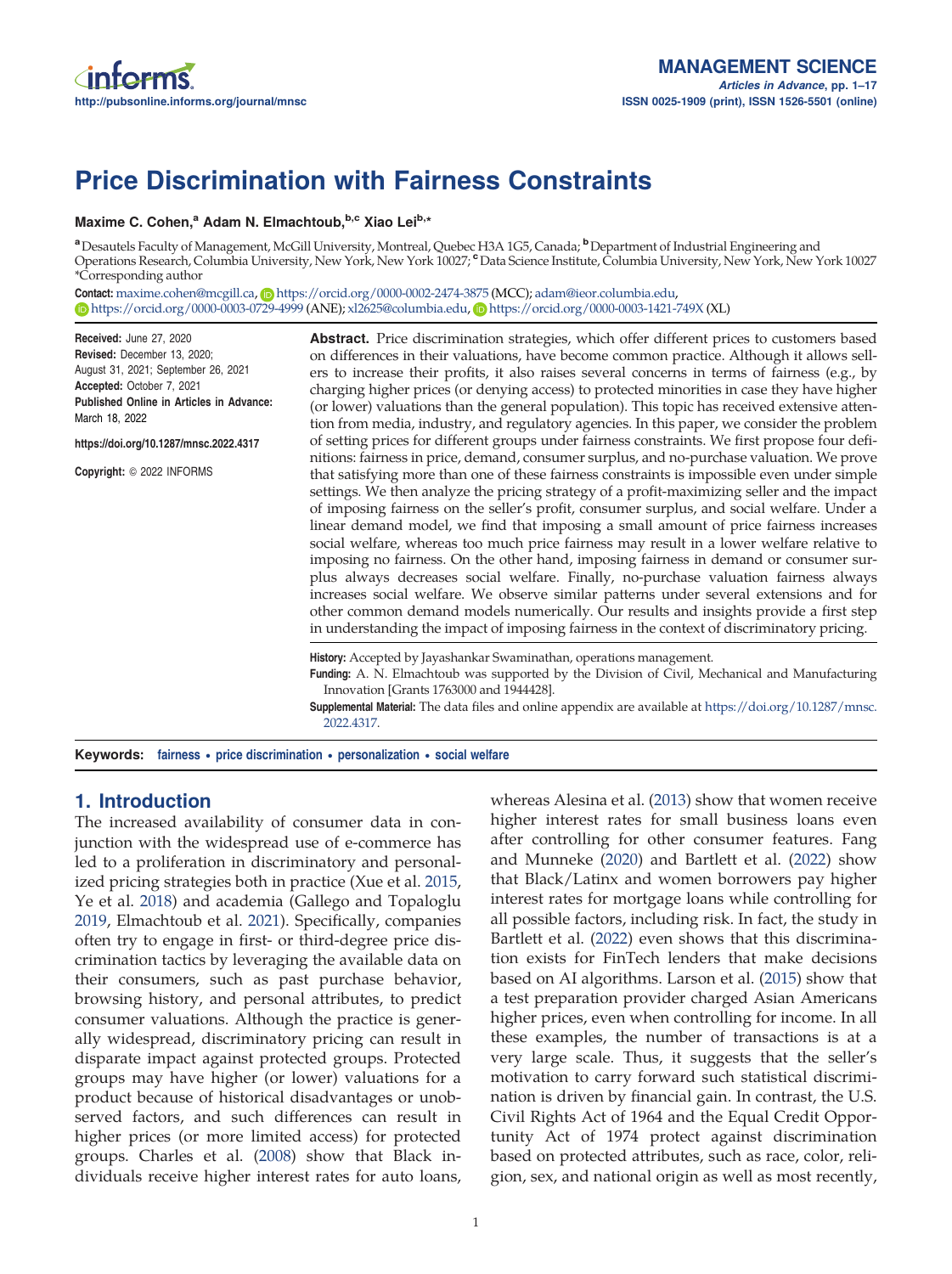# Price Discrimination with Fairness Constraints

**Maxime C. Cohen,[a] Adam N. Elmachtoub,[b,c] Xiao Lei[b,*]**

[a] Desautels Faculty of Management, McGill University, Montreal, Quebec H3A 1G5, Canada; [b] Department of Industrial Engineering and Operations Research, Columbia University, New York, New York 10027; [c] Data Science Institute, Columbia University, New York, New York 10027
*Corresponding author

**Contact:** maxime.cohen@mcgill.ca, https://orcid.org/0000-0002-2474-3875 (MCC); adam@ieor.columbia.edu, https://orcid.org/0000-0003-0729-4999 (ANE); xl2625@columbia.edu, https://orcid.org/0000-0003-1421-749X (XL)

**Received:** June 27, 2020
**Revised:** December 13, 2020; August 31, 2021; September 26, 2021
**Accepted:** October 7, 2021
**Published Online in Articles in Advance:** March 18, 2022

https://doi.org/10.1287/mnsc.2022.4317

**Copyright:** © 2022 INFORMS

**Abstract.** Price discrimination strategies, which offer different prices to customers based on differences in their valuations, have become common practice. Although it allows sellers to increase their profits, it also raises several concerns in terms of fairness (e.g., by charging higher prices (or denying access) to protected minorities in case they have higher (or lower) valuations than the general population). This topic has received extensive attention from media, industry, and regulatory agencies. In this paper, we consider the problem of setting prices for different groups under fairness constraints. We first propose four definitions: fairness in price, demand, consumer surplus, and no-purchase valuation. We prove that satisfying more than one of these fairness constraints is impossible even under simple settings. We then analyze the pricing strategy of a profit-maximizing seller and the impact of imposing fairness on the seller's profit, consumer surplus, and social welfare. Under a linear demand model, we find that imposing a small amount of price fairness increases social welfare, whereas too much price fairness may result in a lower welfare relative to imposing no fairness. On the other hand, imposing fairness in demand or consumer surplus always decreases social welfare. Finally, no-purchase valuation fairness always increases social welfare. We observe similar patterns under several extensions and for other common demand models numerically. Our results and insights provide a first step in understanding the impact of imposing fairness in the context of discriminatory pricing.

**History:** Accepted by Jayashankar Swaminathan, operations management.
**Funding:** A. N. Elmachtoub was supported by the Division of Civil, Mechanical and Manufacturing Innovation [Grants 1763000 and 1944428].
**Supplemental Material:** The data files and online appendix are available at https://doi.org/10.1287/mnsc.2022.4317.

**Keywords:** fairness • price discrimination • personalization • social welfare

## 1. Introduction

The increased availability of consumer data in conjunction with the widespread use of e-commerce has led to a proliferation in discriminatory and personalized pricing strategies both in practice (Xue et al. 2015, Ye et al. 2018) and academia (Gallego and Topaloglu 2019, Elmachtoub et al. 2021). Specifically, companies often try to engage in first- or third-degree price discrimination tactics by leveraging the available data on their consumers, such as past purchase behavior, browsing history, and personal attributes, to predict consumer valuations. Although the practice is generally widespread, discriminatory pricing can result in disparate impact against protected groups. Protected groups may have higher (or lower) valuations for a product because of historical disadvantages or unobserved factors, and such differences can result in higher prices (or more limited access) for protected groups. Charles et al. (2008) show that Black individuals receive higher interest rates for auto loans, whereas Alesina et al. (2013) show that women receive higher interest rates for small business loans even after controlling for other consumer features. Fang and Munneke (2020) and Bartlett et al. (2022) show that Black/Latinx and women borrowers pay higher interest rates for mortgage loans while controlling for all possible factors, including risk. In fact, the study in Bartlett et al. (2022) even shows that this discrimination exists for FinTech lenders that make decisions based on AI algorithms. Larson et al. (2015) show that a test preparation provider charged Asian Americans higher prices, even when controlling for income. In all these examples, the number of transactions is at a very large scale. Thus, it suggests that the seller's motivation to carry forward such statistical discrimination is driven by financial gain. In contrast, the U.S. Civil Rights Act of 1964 and the Equal Credit Opportunity Act of 1974 protect against discrimination based on protected attributes, such as race, color, religion, sex, and national origin as well as most recently,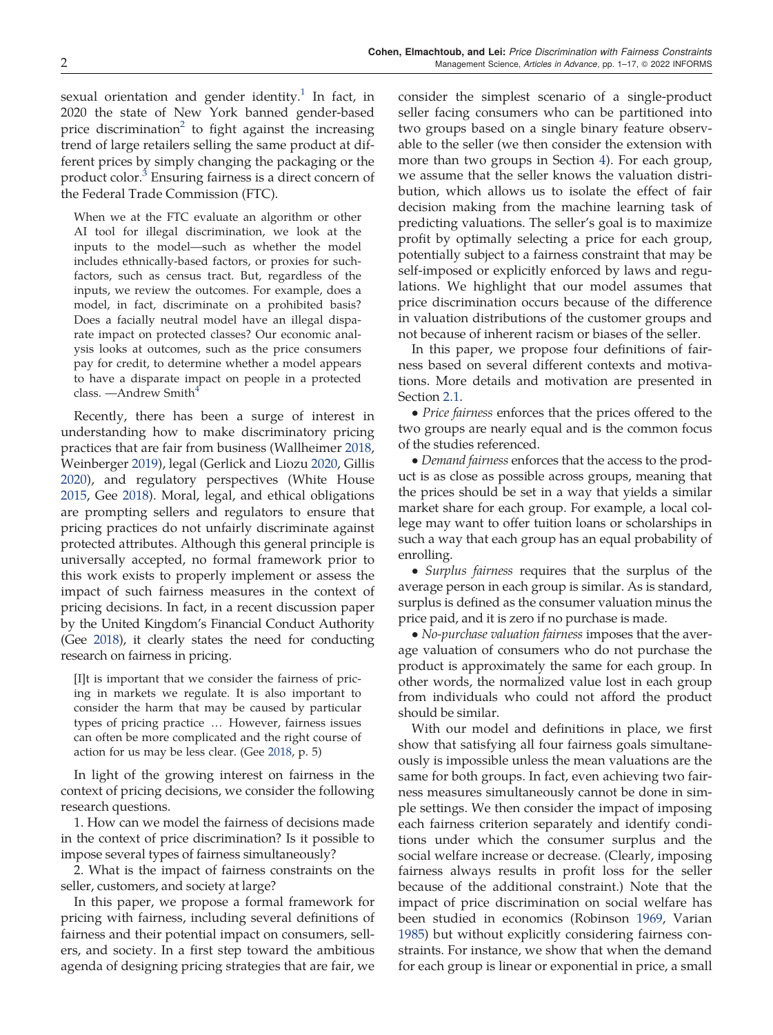sexual orientation and gender identity.[1] In fact, in 2020 the state of New York banned gender-based price discrimination[2] to fight against the increasing trend of large retailers selling the same product at different prices by simply changing the packaging or the product color.[3] Ensuring fairness is a direct concern of the Federal Trade Commission (FTC).

> When we at the FTC evaluate an algorithm or other AI tool for illegal discrimination, we look at the inputs to the model—such as whether the model includes ethnically-based factors, or proxies for such-factors, such as census tract. But, regardless of the inputs, we review the outcomes. For example, does a model, in fact, discriminate on a prohibited basis? Does a facially neutral model have an illegal disparate impact on protected classes? Our economic analysis looks at outcomes, such as the price consumers pay for credit, to determine whether a model appears to have a disparate impact on people in a protected class. —Andrew Smith[4]

Recently, there has been a surge of interest in understanding how to make discriminatory pricing practices that are fair from business (Wallheimer 2018, Weinberger 2019), legal (Gerlick and Liozu 2020, Gillis 2020), and regulatory perspectives (White House 2015, Gee 2018). Moral, legal, and ethical obligations are prompting sellers and regulators to ensure that pricing practices do not unfairly discriminate against protected attributes. Although this general principle is universally accepted, no formal framework prior to this work exists to properly implement or assess the impact of such fairness measures in the context of pricing decisions. In fact, in a recent discussion paper by the United Kingdom's Financial Conduct Authority (Gee 2018), it clearly states the need for conducting research on fairness in pricing.

> [I]t is important that we consider the fairness of pricing in markets we regulate. It is also important to consider the harm that may be caused by particular types of pricing practice … However, fairness issues can often be more complicated and the right course of action for us may be less clear. (Gee 2018, p. 5)

In light of the growing interest on fairness in the context of pricing decisions, we consider the following research questions.

1. How can we model the fairness of decisions made in the context of price discrimination? Is it possible to impose several types of fairness simultaneously?

2. What is the impact of fairness constraints on the seller, customers, and society at large?

In this paper, we propose a formal framework for pricing with fairness, including several definitions of fairness and their potential impact on consumers, sellers, and society. In a first step toward the ambitious agenda of designing pricing strategies that are fair, we consider the simplest scenario of a single-product seller facing consumers who can be partitioned into two groups based on a single binary feature observable to the seller (we then consider the extension with more than two groups in Section 4). For each group, we assume that the seller knows the valuation distribution, which allows us to isolate the effect of fair decision making from the machine learning task of predicting valuations. The seller's goal is to maximize profit by optimally selecting a price for each group, potentially subject to a fairness constraint that may be self-imposed or explicitly enforced by laws and regulations. We highlight that our model assumes that price discrimination occurs because of the difference in valuation distributions of the customer groups and not because of inherent racism or biases of the seller.

In this paper, we propose four definitions of fairness based on several different contexts and motivations. More details and motivation are presented in Section 2.1.

- *Price fairness* enforces that the prices offered to the two groups are nearly equal and is the common focus of the studies referenced.
- *Demand fairness* enforces that the access to the product is as close as possible across groups, meaning that the prices should be set in a way that yields a similar market share for each group. For example, a local college may want to offer tuition loans or scholarships in such a way that each group has an equal probability of enrolling.
- *Surplus fairness* requires that the surplus of the average person in each group is similar. As is standard, surplus is defined as the consumer valuation minus the price paid, and it is zero if no purchase is made.
- *No-purchase valuation fairness* imposes that the average valuation of consumers who do not purchase the product is approximately the same for each group. In other words, the normalized value lost in each group from individuals who could not afford the product should be similar.

With our model and definitions in place, we first show that satisfying all four fairness goals simultaneously is impossible unless the mean valuations are the same for both groups. In fact, even achieving two fairness measures simultaneously cannot be done in simple settings. We then consider the impact of imposing each fairness criterion separately and identify conditions under which the consumer surplus and the social welfare increase or decrease. (Clearly, imposing fairness always results in profit loss for the seller because of the additional constraint.) Note that the impact of price discrimination on social welfare has been studied in economics (Robinson 1969, Varian 1985) but without explicitly considering fairness constraints. For instance, we show that when the demand for each group is linear or exponential in price, a small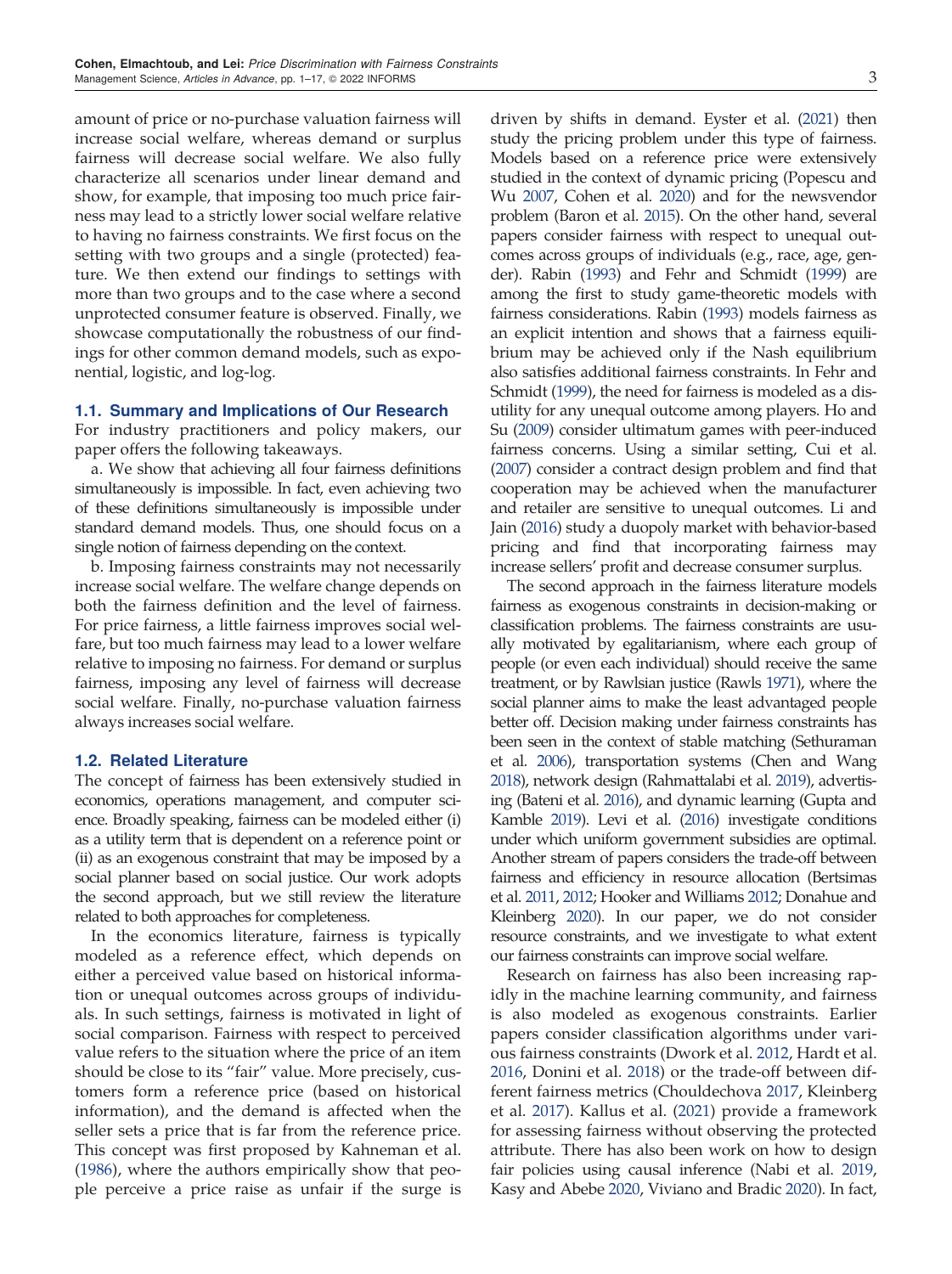amount of price or no-purchase valuation fairness will increase social welfare, whereas demand or surplus fairness will decrease social welfare. We also fully characterize all scenarios under linear demand and show, for example, that imposing too much price fairness may lead to a strictly lower social welfare relative to having no fairness constraints. We first focus on the setting with two groups and a single (protected) feature. We then extend our findings to settings with more than two groups and to the case where a second unprotected consumer feature is observed. Finally, we showcase computationally the robustness of our findings for other common demand models, such as exponential, logistic, and log-log.

### 1.1. Summary and Implications of Our Research

For industry practitioners and policy makers, our paper offers the following takeaways.

a. We show that achieving all four fairness definitions simultaneously is impossible. In fact, even achieving two of these definitions simultaneously is impossible under standard demand models. Thus, one should focus on a single notion of fairness depending on the context.

b. Imposing fairness constraints may not necessarily increase social welfare. The welfare change depends on both the fairness definition and the level of fairness. For price fairness, a little fairness improves social welfare, but too much fairness may lead to a lower welfare relative to imposing no fairness. For demand or surplus fairness, imposing any level of fairness will decrease social welfare. Finally, no-purchase valuation fairness always increases social welfare.

### 1.2. Related Literature

The concept of fairness has been extensively studied in economics, operations management, and computer science. Broadly speaking, fairness can be modeled either (i) as a utility term that is dependent on a reference point or (ii) as an exogenous constraint that may be imposed by a social planner based on social justice. Our work adopts the second approach, but we still review the literature related to both approaches for completeness.

In the economics literature, fairness is typically modeled as a reference effect, which depends on either a perceived value based on historical information or unequal outcomes across groups of individuals. In such settings, fairness is motivated in light of social comparison. Fairness with respect to perceived value refers to the situation where the price of an item should be close to its "fair" value. More precisely, customers form a reference price (based on historical information), and the demand is affected when the seller sets a price that is far from the reference price. This concept was first proposed by Kahneman et al. (1986), where the authors empirically show that people perceive a price raise as unfair if the surge is driven by shifts in demand. Eyster et al. (2021) then study the pricing problem under this type of fairness. Models based on a reference price were extensively studied in the context of dynamic pricing (Popescu and Wu 2007, Cohen et al. 2020) and for the newsvendor problem (Baron et al. 2015). On the other hand, several papers consider fairness with respect to unequal outcomes across groups of individuals (e.g., race, age, gender). Rabin (1993) and Fehr and Schmidt (1999) are among the first to study game-theoretic models with fairness considerations. Rabin (1993) models fairness as an explicit intention and shows that a fairness equilibrium may be achieved only if the Nash equilibrium also satisfies additional fairness constraints. In Fehr and Schmidt (1999), the need for fairness is modeled as a disutility for any unequal outcome among players. Ho and Su (2009) consider ultimatum games with peer-induced fairness concerns. Using a similar setting, Cui et al. (2007) consider a contract design problem and find that cooperation may be achieved when the manufacturer and retailer are sensitive to unequal outcomes. Li and Jain (2016) study a duopoly market with behavior-based pricing and find that incorporating fairness may increase sellers' profit and decrease consumer surplus.

The second approach in the fairness literature models fairness as exogenous constraints in decision-making or classification problems. The fairness constraints are usually motivated by egalitarianism, where each group of people (or even each individual) should receive the same treatment, or by Rawlsian justice (Rawls 1971), where the social planner aims to make the least advantaged people better off. Decision making under fairness constraints has been seen in the context of stable matching (Sethuraman et al. 2006), transportation systems (Chen and Wang 2018), network design (Rahmattalabi et al. 2019), advertising (Bateni et al. 2016), and dynamic learning (Gupta and Kamble 2019). Levi et al. (2016) investigate conditions under which uniform government subsidies are optimal. Another stream of papers considers the trade-off between fairness and efficiency in resource allocation (Bertsimas et al. 2011, 2012; Hooker and Williams 2012; Donahue and Kleinberg 2020). In our paper, we do not consider resource constraints, and we investigate to what extent our fairness constraints can improve social welfare.

Research on fairness has also been increasing rapidly in the machine learning community, and fairness is also modeled as exogenous constraints. Earlier papers consider classification algorithms under various fairness constraints (Dwork et al. 2012, Hardt et al. 2016, Donini et al. 2018) or the trade-off between different fairness metrics (Chouldechova 2017, Kleinberg et al. 2017). Kallus et al. (2021) provide a framework for assessing fairness without observing the protected attribute. There has also been work on how to design fair policies using causal inference (Nabi et al. 2019, Kasy and Abebe 2020, Viviano and Bradic 2020). In fact,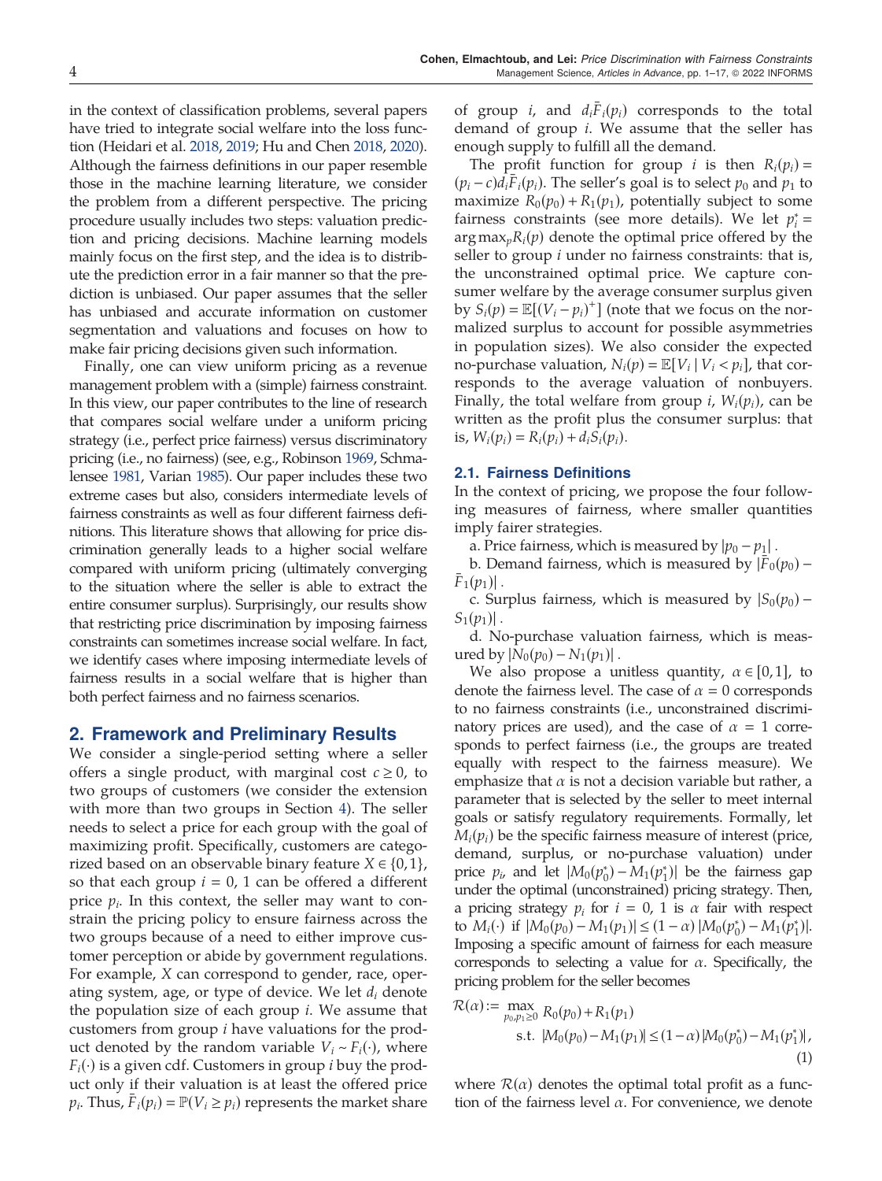in the context of classification problems, several papers have tried to integrate social welfare into the loss function (Heidari et al. 2018, 2019; Hu and Chen 2018, 2020). Although the fairness definitions in our paper resemble those in the machine learning literature, we consider the problem from a different perspective. The pricing procedure usually includes two steps: valuation prediction and pricing decisions. Machine learning models mainly focus on the first step, and the idea is to distribute the prediction error in a fair manner so that the prediction is unbiased. Our paper assumes that the seller has unbiased and accurate information on customer segmentation and valuations and focuses on how to make fair pricing decisions given such information.

Finally, one can view uniform pricing as a revenue management problem with a (simple) fairness constraint. In this view, our paper contributes to the line of research that compares social welfare under a uniform pricing strategy (i.e., perfect price fairness) versus discriminatory pricing (i.e., no fairness) (see, e.g., Robinson 1969, Schmalensee 1981, Varian 1985). Our paper includes these two extreme cases but also, considers intermediate levels of fairness constraints as well as four different fairness definitions. This literature shows that allowing for price discrimination generally leads to a higher social welfare compared with uniform pricing (ultimately converging to the situation where the seller is able to extract the entire consumer surplus). Surprisingly, our results show that restricting price discrimination by imposing fairness constraints can sometimes increase social welfare. In fact, we identify cases where imposing intermediate levels of fairness results in a social welfare that is higher than both perfect fairness and no fairness scenarios.

## 2. Framework and Preliminary Results

We consider a single-period setting where a seller offers a single product, with marginal cost $c \geq 0$, to two groups of customers (we consider the extension with more than two groups in Section 4). The seller needs to select a price for each group with the goal of maximizing profit. Specifically, customers are categorized based on an observable binary feature $X \in \{0, 1\}$, so that each group $i = 0, 1$ can be offered a different price $p_i$. In this context, the seller may want to constrain the pricing policy to ensure fairness across the two groups because of a need to either improve customer perception or abide by government regulations. For example, $X$ can correspond to gender, race, operating system, age, or type of device. We let $d_i$ denote the population size of each group $i$. We assume that customers from group $i$ have valuations for the product denoted by the random variable $V_i \sim F_i(\cdot)$, where $F_i(\cdot)$ is a given cdf. Customers in group $i$ buy the product only if their valuation is at least the offered price $p_i$. Thus, $\bar{F}_i(p_i) = \mathbb{P}(V_i \geq p_i)$ represents the market share of group $i$, and $d_i\bar{F}_i(p_i)$ corresponds to the total demand of group $i$. We assume that the seller has enough supply to fulfill all the demand.

The profit function for group $i$ is then $R_i(p_i) = (p_i - c)d_i\bar{F}_i(p_i)$. The seller's goal is to select $p_0$ and $p_1$ to maximize $R_0(p_0) + R_1(p_1)$, potentially subject to some fairness constraints (see more details). We let $p_i^* = \arg\max_p R_i(p)$ denote the optimal price offered by the seller to group $i$ under no fairness constraints: that is, the unconstrained optimal price. We capture consumer welfare by the average consumer surplus given by $S_i(p) = \mathbb{E}[(V_i - p_i)^+]$ (note that we focus on the normalized surplus to account for possible asymmetries in population sizes). We also consider the expected no-purchase valuation, $N_i(p) = \mathbb{E}[V_i \mid V_i < p_i]$, that corresponds to the average valuation of nonbuyers. Finally, the total welfare from group $i$, $W_i(p_i)$, can be written as the profit plus the consumer surplus: that is, $W_i(p_i) = R_i(p_i) + d_iS_i(p_i)$.

### 2.1. Fairness Definitions

In the context of pricing, we propose the four following measures of fairness, where smaller quantities imply fairer strategies.

a. Price fairness, which is measured by $|p_0 - p_1|$.

b. Demand fairness, which is measured by $|\bar{F}_0(p_0) - \bar{F}_1(p_1)|$.

c. Surplus fairness, which is measured by $|S_0(p_0) - S_1(p_1)|$.

d. No-purchase valuation fairness, which is measured by $|N_0(p_0) - N_1(p_1)|$.

We also propose a unitless quantity, $\alpha \in [0, 1]$, to denote the fairness level. The case of $\alpha = 0$ corresponds to no fairness constraints (i.e., unconstrained discriminatory prices are used), and the case of $\alpha = 1$ corresponds to perfect fairness (i.e., the groups are treated equally with respect to the fairness measure). We emphasize that $\alpha$ is not a decision variable but rather, a parameter that is selected by the seller to meet internal goals or satisfy regulatory requirements. Formally, let $M_i(p_i)$ be the specific fairness measure of interest (price, demand, surplus, or no-purchase valuation) under price $p_i$, and let $|M_0(p_0^*) - M_1(p_1^*)|$ be the fairness gap under the optimal (unconstrained) pricing strategy. Then, a pricing strategy $p_i$ for $i = 0, 1$ is $\alpha$ fair with respect to $M_i(\cdot)$ if $|M_0(p_0) - M_1(p_1)| \leq (1 - \alpha)\,|M_0(p_0^*) - M_1(p_1^*)|$. Imposing a specific amount of fairness for each measure corresponds to selecting a value for $\alpha$. Specifically, the pricing problem for the seller becomes

$$\mathcal{R}(\alpha) := \max_{p_0, p_1 \geq 0} R_0(p_0) + R_1(p_1) \quad \text{s.t. } |M_0(p_0) - M_1(p_1)| \leq (1 - \alpha)\,|M_0(p_0^*) - M_1(p_1^*)|, \tag{1}$$

where $\mathcal{R}(\alpha)$ denotes the optimal total profit as a function of the fairness level $\alpha$. For convenience, we denote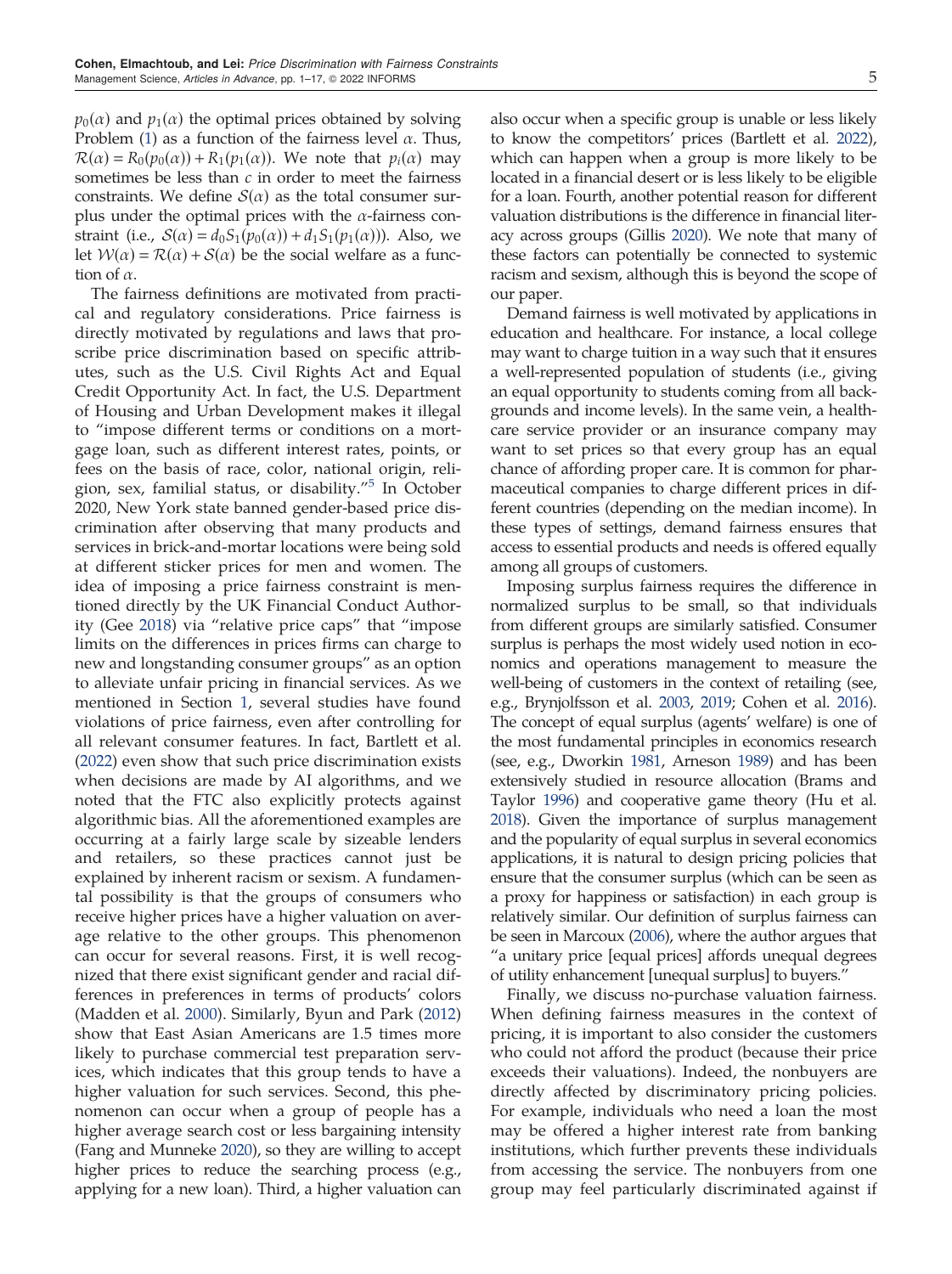$p_0(\alpha)$ and $p_1(\alpha)$ the optimal prices obtained by solving Problem (1) as a function of the fairness level $\alpha$. Thus, $\mathcal{R}(\alpha) = R_0(p_0(\alpha)) + R_1(p_1(\alpha))$. We note that $p_i(\alpha)$ may sometimes be less than $c$ in order to meet the fairness constraints. We define $\mathcal{S}(\alpha)$ as the total consumer surplus under the optimal prices with the $\alpha$-fairness constraint (i.e., $\mathcal{S}(\alpha) = d_0 S_1(p_0(\alpha)) + d_1 S_1(p_1(\alpha))$). Also, we let $\mathcal{W}(\alpha) = \mathcal{R}(\alpha) + \mathcal{S}(\alpha)$ be the social welfare as a function of $\alpha$.

The fairness definitions are motivated from practical and regulatory considerations. Price fairness is directly motivated by regulations and laws that proscribe price discrimination based on specific attributes, such as the U.S. Civil Rights Act and Equal Credit Opportunity Act. In fact, the U.S. Department of Housing and Urban Development makes it illegal to "impose different terms or conditions on a mortgage loan, such as different interest rates, points, or fees on the basis of race, color, national origin, religion, sex, familial status, or disability."[5] In October 2020, New York state banned gender-based price discrimination after observing that many products and services in brick-and-mortar locations were being sold at different sticker prices for men and women. The idea of imposing a price fairness constraint is mentioned directly by the UK Financial Conduct Authority (Gee 2018) via "relative price caps" that "impose limits on the differences in prices firms can charge to new and longstanding consumer groups" as an option to alleviate unfair pricing in financial services. As we mentioned in Section 1, several studies have found violations of price fairness, even after controlling for all relevant consumer features. In fact, Bartlett et al. (2022) even show that such price discrimination exists when decisions are made by AI algorithms, and we noted that the FTC also explicitly protects against algorithmic bias. All the aforementioned examples are occurring at a fairly large scale by sizeable lenders and retailers, so these practices cannot just be explained by inherent racism or sexism. A fundamental possibility is that the groups of consumers who receive higher prices have a higher valuation on average relative to the other groups. This phenomenon can occur for several reasons. First, it is well recognized that there exist significant gender and racial differences in preferences in terms of products' colors (Madden et al. 2000). Similarly, Byun and Park (2012) show that East Asian Americans are 1.5 times more likely to purchase commercial test preparation services, which indicates that this group tends to have a higher valuation for such services. Second, this phenomenon can occur when a group of people has a higher average search cost or less bargaining intensity (Fang and Munneke 2020), so they are willing to accept higher prices to reduce the searching process (e.g., applying for a new loan). Third, a higher valuation can also occur when a specific group is unable or less likely to know the competitors' prices (Bartlett et al. 2022), which can happen when a group is more likely to be located in a financial desert or is less likely to be eligible for a loan. Fourth, another potential reason for different valuation distributions is the difference in financial literacy across groups (Gillis 2020). We note that many of these factors can potentially be connected to systemic racism and sexism, although this is beyond the scope of our paper.

Demand fairness is well motivated by applications in education and healthcare. For instance, a local college may want to charge tuition in a way such that it ensures a well-represented population of students (i.e., giving an equal opportunity to students coming from all backgrounds and income levels). In the same vein, a healthcare service provider or an insurance company may want to set prices so that every group has an equal chance of affording proper care. It is common for pharmaceutical companies to charge different prices in different countries (depending on the median income). In these types of settings, demand fairness ensures that access to essential products and needs is offered equally among all groups of customers.

Imposing surplus fairness requires the difference in normalized surplus to be small, so that individuals from different groups are similarly satisfied. Consumer surplus is perhaps the most widely used notion in economics and operations management to measure the well-being of customers in the context of retailing (see, e.g., Brynjolfsson et al. 2003, 2019; Cohen et al. 2016). The concept of equal surplus (agents' welfare) is one of the most fundamental principles in economics research (see, e.g., Dworkin 1981, Arneson 1989) and has been extensively studied in resource allocation (Brams and Taylor 1996) and cooperative game theory (Hu et al. 2018). Given the importance of surplus management and the popularity of equal surplus in several economics applications, it is natural to design pricing policies that ensure that the consumer surplus (which can be seen as a proxy for happiness or satisfaction) in each group is relatively similar. Our definition of surplus fairness can be seen in Marcoux (2006), where the author argues that "a unitary price [equal prices] affords unequal degrees of utility enhancement [unequal surplus] to buyers."

Finally, we discuss no-purchase valuation fairness. When defining fairness measures in the context of pricing, it is important to also consider the customers who could not afford the product (because their price exceeds their valuations). Indeed, the nonbuyers are directly affected by discriminatory pricing policies. For example, individuals who need a loan the most may be offered a higher interest rate from banking institutions, which further prevents these individuals from accessing the service. The nonbuyers from one group may feel particularly discriminated against if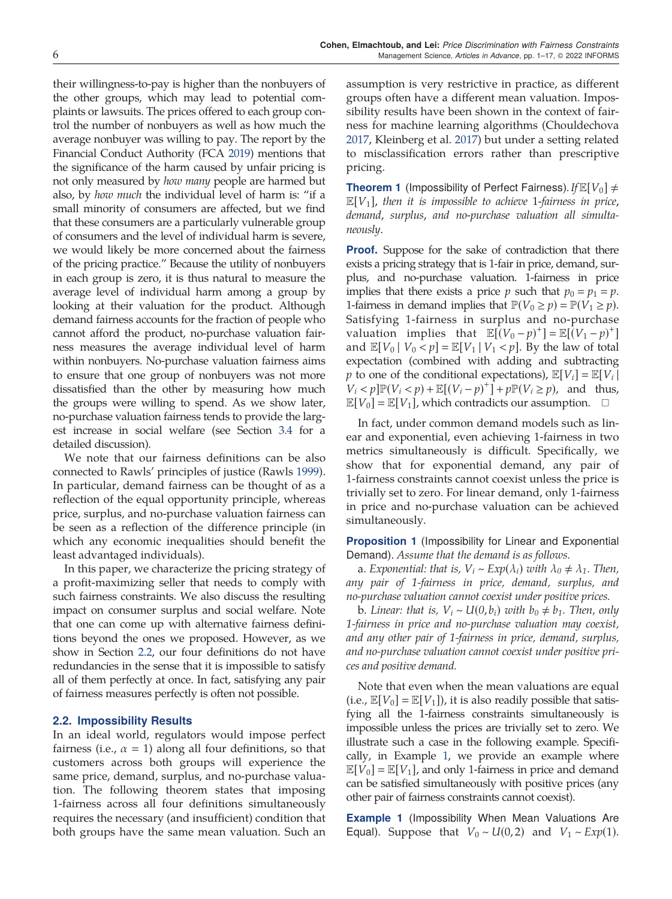their willingness-to-pay is higher than the nonbuyers of the other groups, which may lead to potential complaints or lawsuits. The prices offered to each group control the number of nonbuyers as well as how much the average nonbuyer was willing to pay. The report by the Financial Conduct Authority (FCA 2019) mentions that the significance of the harm caused by unfair pricing is not only measured by *how many* people are harmed but also, by *how much* the individual level of harm is: "if a small minority of consumers are affected, but we find that these consumers are a particularly vulnerable group of consumers and the level of individual harm is severe, we would likely be more concerned about the fairness of the pricing practice." Because the utility of nonbuyers in each group is zero, it is thus natural to measure the average level of individual harm among a group by looking at their valuation for the product. Although demand fairness accounts for the fraction of people who cannot afford the product, no-purchase valuation fairness measures the average individual level of harm within nonbuyers. No-purchase valuation fairness aims to ensure that one group of nonbuyers was not more dissatisfied than the other by measuring how much the groups were willing to spend. As we show later, no-purchase valuation fairness tends to provide the largest increase in social welfare (see Section 3.4 for a detailed discussion).

We note that our fairness definitions can be also connected to Rawls' principles of justice (Rawls 1999). In particular, demand fairness can be thought of as a reflection of the equal opportunity principle, whereas price, surplus, and no-purchase valuation fairness can be seen as a reflection of the difference principle (in which any economic inequalities should benefit the least advantaged individuals).

In this paper, we characterize the pricing strategy of a profit-maximizing seller that needs to comply with such fairness constraints. We also discuss the resulting impact on consumer surplus and social welfare. Note that one can come up with alternative fairness definitions beyond the ones we proposed. However, as we show in Section 2.2, our four definitions do not have redundancies in the sense that it is impossible to satisfy all of them perfectly at once. In fact, satisfying any pair of fairness measures perfectly is often not possible.

## 2.2. Impossibility Results

In an ideal world, regulators would impose perfect fairness (i.e., $\alpha = 1$) along all four definitions, so that customers across both groups will experience the same price, demand, surplus, and no-purchase valuation. The following theorem states that imposing 1-fairness across all four definitions simultaneously requires the necessary (and insufficient) condition that both groups have the same mean valuation. Such an assumption is very restrictive in practice, as different groups often have a different mean valuation. Impossibility results have been shown in the context of fairness for machine learning algorithms (Chouldechova 2017, Kleinberg et al. 2017) but under a setting related to misclassification errors rather than prescriptive pricing.

**Theorem 1** (Impossibility of Perfect Fairness). *If $\mathbb{E}[V_0] \neq \mathbb{E}[V_1]$, then it is impossible to achieve 1-fairness in price, demand, surplus, and no-purchase valuation all simultaneously.*

**Proof.** Suppose for the sake of contradiction that there exists a pricing strategy that is 1-fair in price, demand, surplus, and no-purchase valuation. 1-fairness in price implies that there exists a price $p$ such that $p_0 = p_1 = p$. 1-fairness in demand implies that $\mathbb{P}(V_0 \geq p) = \mathbb{P}(V_1 \geq p)$. Satisfying 1-fairness in surplus and no-purchase valuation implies that $\mathbb{E}[(V_0 - p)^+] = \mathbb{E}[(V_1 - p)^+]$ and $\mathbb{E}[V_0 \mid V_0 < p] = \mathbb{E}[V_1 \mid V_1 < p]$. By the law of total expectation (combined with adding and subtracting $p$ to one of the conditional expectations), $\mathbb{E}[V_i] = \mathbb{E}[V_i \mid V_i < p]\mathbb{P}(V_i < p) + \mathbb{E}[(V_i - p)^+] + p\mathbb{P}(V_i \geq p)$, and thus, $\mathbb{E}[V_0] = \mathbb{E}[V_1]$, which contradicts our assumption. □

In fact, under common demand models such as linear and exponential, even achieving 1-fairness in two metrics simultaneously is difficult. Specifically, we show that for exponential demand, any pair of 1-fairness constraints cannot coexist unless the price is trivially set to zero. For linear demand, only 1-fairness in price and no-purchase valuation can be achieved simultaneously.

**Proposition 1** (Impossibility for Linear and Exponential Demand). *Assume that the demand is as follows.*

a. *Exponential: that is, $V_i \sim Exp(\lambda_i)$ with $\lambda_0 \neq \lambda_1$. Then, any pair of 1-fairness in price, demand, surplus, and no-purchase valuation cannot coexist under positive prices.*

b. *Linear: that is, $V_i \sim U(0, b_i)$ with $b_0 \neq b_1$. Then, only 1-fairness in price and no-purchase valuation may coexist, and any other pair of 1-fairness in price, demand, surplus, and no-purchase valuation cannot coexist under positive prices and positive demand.*

Note that even when the mean valuations are equal (i.e., $\mathbb{E}[V_0] = \mathbb{E}[V_1]$), it is also readily possible that satisfying all the 1-fairness constraints simultaneously is impossible unless the prices are trivially set to zero. We illustrate such a case in the following example. Specifically, in Example 1, we provide an example where $\mathbb{E}[V_0] = \mathbb{E}[V_1]$, and only 1-fairness in price and demand can be satisfied simultaneously with positive prices (any other pair of fairness constraints cannot coexist).

**Example 1** (Impossibility When Mean Valuations Are Equal). Suppose that $V_0 \sim U(0, 2)$ and $V_1 \sim Exp(1)$.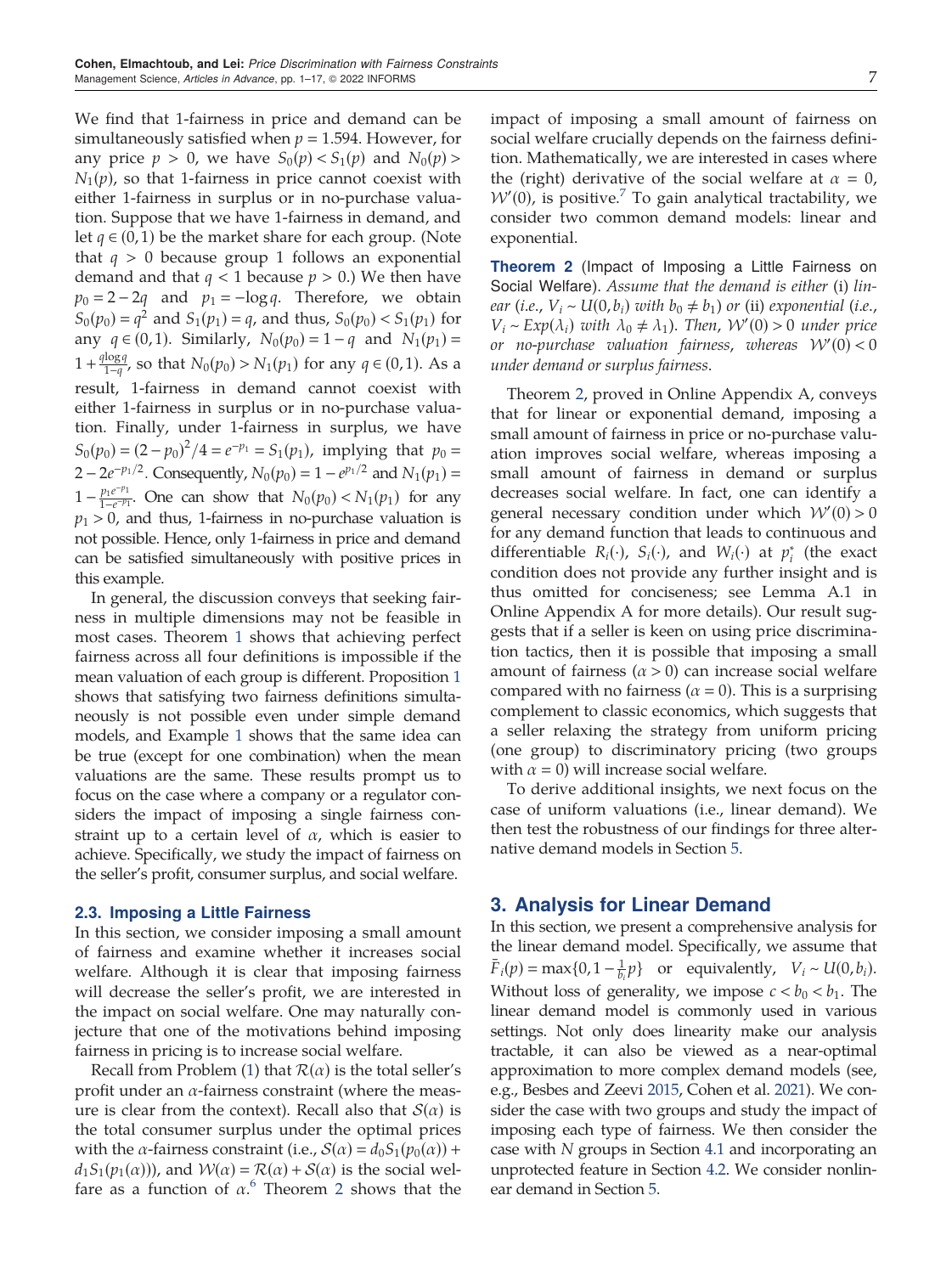We find that 1-fairness in price and demand can be simultaneously satisfied when $p = 1.594$. However, for any price $p > 0$, we have $S_0(p) < S_1(p)$ and $N_0(p) > N_1(p)$, so that 1-fairness in price cannot coexist with either 1-fairness in surplus or in no-purchase valuation. Suppose that we have 1-fairness in demand, and let $q \in (0,1)$ be the market share for each group. (Note that $q > 0$ because group 1 follows an exponential demand and that $q < 1$ because $p > 0$.) We then have $p_0 = 2 - 2q$ and $p_1 = -\log q$. Therefore, we obtain $S_0(p_0) = q^2$ and $S_1(p_1) = q$, and thus, $S_0(p_0) < S_1(p_1)$ for any $q \in (0,1)$. Similarly, $N_0(p_0) = 1 - q$ and $N_1(p_1) = 1 + \frac{q \log q}{1-q}$, so that $N_0(p_0) > N_1(p_1)$ for any $q \in (0,1)$. As a result, 1-fairness in demand cannot coexist with either 1-fairness in surplus or in no-purchase valuation. Finally, under 1-fairness in surplus, we have $S_0(p_0) = (2 - p_0)^2/4 = e^{-p_1} = S_1(p_1)$, implying that $p_0 = 2 - 2e^{-p_1/2}$. Consequently, $N_0(p_0) = 1 - e^{p_1/2}$ and $N_1(p_1) = 1 - \frac{p_1 e^{-p_1}}{1-e^{-p_1}}$. One can show that $N_0(p_0) < N_1(p_1)$ for any $p_1 > 0$, and thus, 1-fairness in no-purchase valuation is not possible. Hence, only 1-fairness in price and demand can be satisfied simultaneously with positive prices in this example.

In general, the discussion conveys that seeking fairness in multiple dimensions may not be feasible in most cases. Theorem 1 shows that achieving perfect fairness across all four definitions is impossible if the mean valuation of each group is different. Proposition 1 shows that satisfying two fairness definitions simultaneously is not possible even under simple demand models, and Example 1 shows that the same idea can be true (except for one combination) when the mean valuations are the same. These results prompt us to focus on the case where a company or a regulator considers the impact of imposing a single fairness constraint up to a certain level of $\alpha$, which is easier to achieve. Specifically, we study the impact of fairness on the seller's profit, consumer surplus, and social welfare.

### 2.3. Imposing a Little Fairness

In this section, we consider imposing a small amount of fairness and examine whether it increases social welfare. Although it is clear that imposing fairness will decrease the seller's profit, we are interested in the impact on social welfare. One may naturally conjecture that one of the motivations behind imposing fairness in pricing is to increase social welfare.

Recall from Problem (1) that $\mathcal{R}(\alpha)$ is the total seller's profit under an $\alpha$-fairness constraint (where the measure is clear from the context). Recall also that $\mathcal{S}(\alpha)$ is the total consumer surplus under the optimal prices with the $\alpha$-fairness constraint (i.e., $\mathcal{S}(\alpha) = d_0 S_1(p_0(\alpha)) + d_1 S_1(p_1(\alpha))$), and $\mathcal{W}(\alpha) = \mathcal{R}(\alpha) + \mathcal{S}(\alpha)$ is the social welfare as a function of $\alpha$.[6] Theorem 2 shows that the impact of imposing a small amount of fairness on social welfare crucially depends on the fairness definition. Mathematically, we are interested in cases where the (right) derivative of the social welfare at $\alpha = 0$, $\mathcal{W}'(0)$, is positive.[7] To gain analytical tractability, we consider two common demand models: linear and exponential.

**Theorem 2** (Impact of Imposing a Little Fairness on Social Welfare). *Assume that the demand is either (i) linear (i.e., $V_i \sim U(0, b_i)$ with $b_0 \neq b_1$) or (ii) exponential (i.e., $V_i \sim Exp(\lambda_i)$ with $\lambda_0 \neq \lambda_1$). Then, $\mathcal{W}'(0) > 0$ under price or no-purchase valuation fairness, whereas $\mathcal{W}'(0) < 0$ under demand or surplus fairness.*

Theorem 2, proved in Online Appendix A, conveys that for linear or exponential demand, imposing a small amount of fairness in price or no-purchase valuation improves social welfare, whereas imposing a small amount of fairness in demand or surplus decreases social welfare. In fact, one can identify a general necessary condition under which $\mathcal{W}'(0) > 0$ for any demand function that leads to continuous and differentiable $R_i(\cdot)$, $S_i(\cdot)$, and $W_i(\cdot)$ at $p_i^*$ (the exact condition does not provide any further insight and is thus omitted for conciseness; see Lemma A.1 in Online Appendix A for more details). Our result suggests that if a seller is keen on using price discrimination tactics, then it is possible that imposing a small amount of fairness ($\alpha > 0$) can increase social welfare compared with no fairness ($\alpha = 0$). This is a surprising complement to classic economics, which suggests that a seller relaxing the strategy from uniform pricing (one group) to discriminatory pricing (two groups with $\alpha = 0$) will increase social welfare.

To derive additional insights, we next focus on the case of uniform valuations (i.e., linear demand). We then test the robustness of our findings for three alternative demand models in Section 5.

## 3. Analysis for Linear Demand

In this section, we present a comprehensive analysis for the linear demand model. Specifically, we assume that $\bar{F}_i(p) = \max\{0, 1 - \frac{1}{b_i} p\}$ or equivalently, $V_i \sim U(0, b_i)$. Without loss of generality, we impose $c < b_0 < b_1$. The linear demand model is commonly used in various settings. Not only does linearity make our analysis tractable, it can also be viewed as a near-optimal approximation to more complex demand models (see, e.g., Besbes and Zeevi 2015, Cohen et al. 2021). We consider the case with two groups and study the impact of imposing each type of fairness. We then consider the case with $N$ groups in Section 4.1 and incorporating an unprotected feature in Section 4.2. We consider nonlinear demand in Section 5.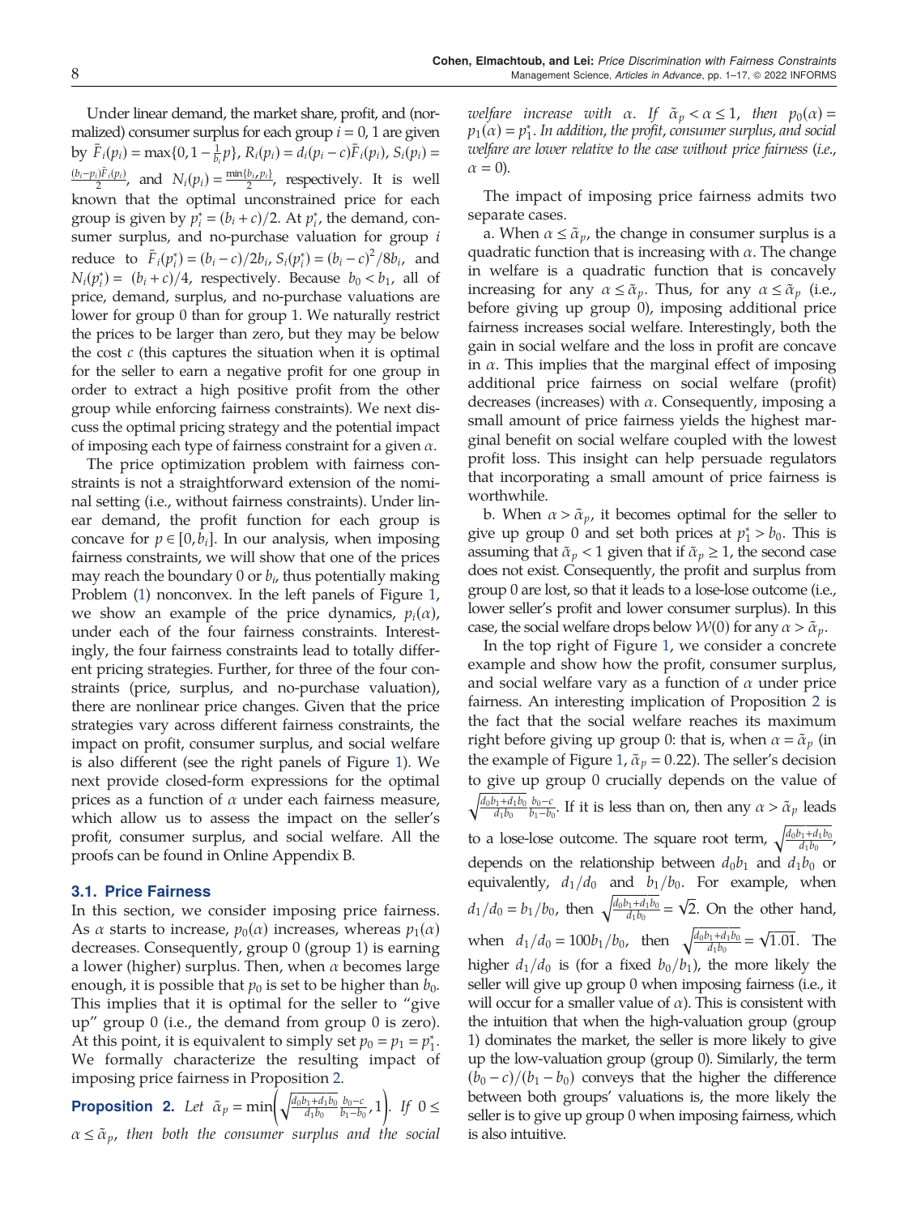Under linear demand, the market share, profit, and (normalized) consumer surplus for each group $i = 0, 1$ are given by $\bar{F}_i(p_i) = \max\{0, 1 - \frac{1}{b_i}p\}$, $R_i(p_i) = d_i(p_i - c)\bar{F}_i(p_i)$, $S_i(p_i) = \frac{(b_i - p_i)\bar{F}_i(p_i)}{2}$, and $N_i(p_i) = \frac{\min\{b_i, p_i\}}{2}$, respectively. It is well known that the optimal unconstrained price for each group is given by $p_i^* = (b_i + c)/2$. At $p_i^*$, the demand, consumer surplus, and no-purchase valuation for group $i$ reduce to $\bar{F}_i(p_i^*) = (b_i - c)/2b_i$, $S_i(p_i^*) = (b_i - c)^2/8b_i$, and $N_i(p_i^*) = (b_i + c)/4$, respectively. Because $b_0 < b_1$, all of price, demand, surplus, and no-purchase valuations are lower for group 0 than for group 1. We naturally restrict the prices to be larger than zero, but they may be below the cost $c$ (this captures the situation when it is optimal for the seller to earn a negative profit for one group in order to extract a high positive profit from the other group while enforcing fairness constraints). We next discuss the optimal pricing strategy and the potential impact of imposing each type of fairness constraint for a given $\alpha$.

The price optimization problem with fairness constraints is not a straightforward extension of the nominal setting (i.e., without fairness constraints). Under linear demand, the profit function for each group is concave for $p \in [0, b_i]$. In our analysis, when imposing fairness constraints, we will show that one of the prices may reach the boundary 0 or $b_i$, thus potentially making Problem (1) nonconvex. In the left panels of Figure 1, we show an example of the price dynamics, $p_i(\alpha)$, under each of the four fairness constraints. Interestingly, the four fairness constraints lead to totally different pricing strategies. Further, for three of the four constraints (price, surplus, and no-purchase valuation), there are nonlinear price changes. Given that the price strategies vary across different fairness constraints, the impact on profit, consumer surplus, and social welfare is also different (see the right panels of Figure 1). We next provide closed-form expressions for the optimal prices as a function of $\alpha$ under each fairness measure, which allow us to assess the impact on the seller's profit, consumer surplus, and social welfare. All the proofs can be found in Online Appendix B.

### 3.1. Price Fairness

In this section, we consider imposing price fairness. As $\alpha$ starts to increase, $p_0(\alpha)$ increases, whereas $p_1(\alpha)$ decreases. Consequently, group 0 (group 1) is earning a lower (higher) surplus. Then, when $\alpha$ becomes large enough, it is possible that $p_0$ is set to be higher than $b_0$. This implies that it is optimal for the seller to "give up" group 0 (i.e., the demand from group 0 is zero). At this point, it is equivalent to simply set $p_0 = p_1 = p_1^*$. We formally characterize the resulting impact of imposing price fairness in Proposition 2.

**Proposition 2.** *Let* $\tilde{\alpha}_p = \min\left(\sqrt{\frac{d_0 b_1 + d_1 b_0}{d_1 b_0}} \frac{b_0 - c}{b_1 - b_0}, 1\right)$. *If* $0 \le \alpha \le \tilde{\alpha}_p$, *then both the consumer surplus and the social welfare increase with* $\alpha$. *If* $\tilde{\alpha}_p < \alpha \le 1$, *then* $p_0(\alpha) = p_1(\alpha) = p_1^*$. *In addition, the profit, consumer surplus, and social welfare are lower relative to the case without price fairness (i.e.,* $\alpha = 0$*).*

The impact of imposing price fairness admits two separate cases.

a. When $\alpha \le \tilde{\alpha}_p$, the change in consumer surplus is a quadratic function that is increasing with $\alpha$. The change in welfare is a quadratic function that is concavely increasing for any $\alpha \le \tilde{\alpha}_p$. Thus, for any $\alpha \le \tilde{\alpha}_p$ (i.e., before giving up group 0), imposing additional price fairness increases social welfare. Interestingly, both the gain in social welfare and the loss in profit are concave in $\alpha$. This implies that the marginal effect of imposing additional price fairness on social welfare (profit) decreases (increases) with $\alpha$. Consequently, imposing a small amount of price fairness yields the highest marginal benefit on social welfare coupled with the lowest profit loss. This insight can help persuade regulators that incorporating a small amount of price fairness is worthwhile.

b. When $\alpha > \tilde{\alpha}_p$, it becomes optimal for the seller to give up group 0 and set both prices at $p_1^* > b_0$. This is assuming that $\tilde{\alpha}_p < 1$ given that if $\tilde{\alpha}_p \ge 1$, the second case does not exist. Consequently, the profit and surplus from group 0 are lost, so that it leads to a lose-lose outcome (i.e., lower seller's profit and lower consumer surplus). In this case, the social welfare drops below $\mathcal{W}(0)$ for any $\alpha > \tilde{\alpha}_p$.

In the top right of Figure 1, we consider a concrete example and show how the profit, consumer surplus, and social welfare vary as a function of $\alpha$ under price fairness. An interesting implication of Proposition 2 is the fact that the social welfare reaches its maximum right before giving up group 0: that is, when $\alpha = \tilde{\alpha}_p$ (in the example of Figure 1, $\tilde{\alpha}_p = 0.22$). The seller's decision to give up group 0 crucially depends on the value of $\sqrt{\frac{d_0 b_1 + d_1 b_0}{d_1 b_0}} \frac{b_0 - c}{b_1 - b_0}$. If it is less than on, then any $\alpha > \tilde{\alpha}_p$ leads to a lose-lose outcome. The square root term, $\sqrt{\frac{d_0 b_1 + d_1 b_0}{d_1 b_0}}$, depends on the relationship between $d_0 b_1$ and $d_1 b_0$ or equivalently, $d_1/d_0$ and $b_1/b_0$. For example, when $d_1/d_0 = b_1/b_0$, then $\sqrt{\frac{d_0 b_1 + d_1 b_0}{d_1 b_0}} = \sqrt{2}$. On the other hand, when $d_1/d_0 = 100 b_1/b_0$, then $\sqrt{\frac{d_0 b_1 + d_1 b_0}{d_1 b_0}} = \sqrt{1.01}$. The higher $d_1/d_0$ is (for a fixed $b_0/b_1$), the more likely the seller will give up group 0 when imposing fairness (i.e., it will occur for a smaller value of $\alpha$). This is consistent with the intuition that when the high-valuation group (group 1) dominates the market, the seller is more likely to give up the low-valuation group (group 0). Similarly, the term $(b_0 - c)/(b_1 - b_0)$ conveys that the higher the difference between both groups' valuations is, the more likely the seller is to give up group 0 when imposing fairness, which is also intuitive.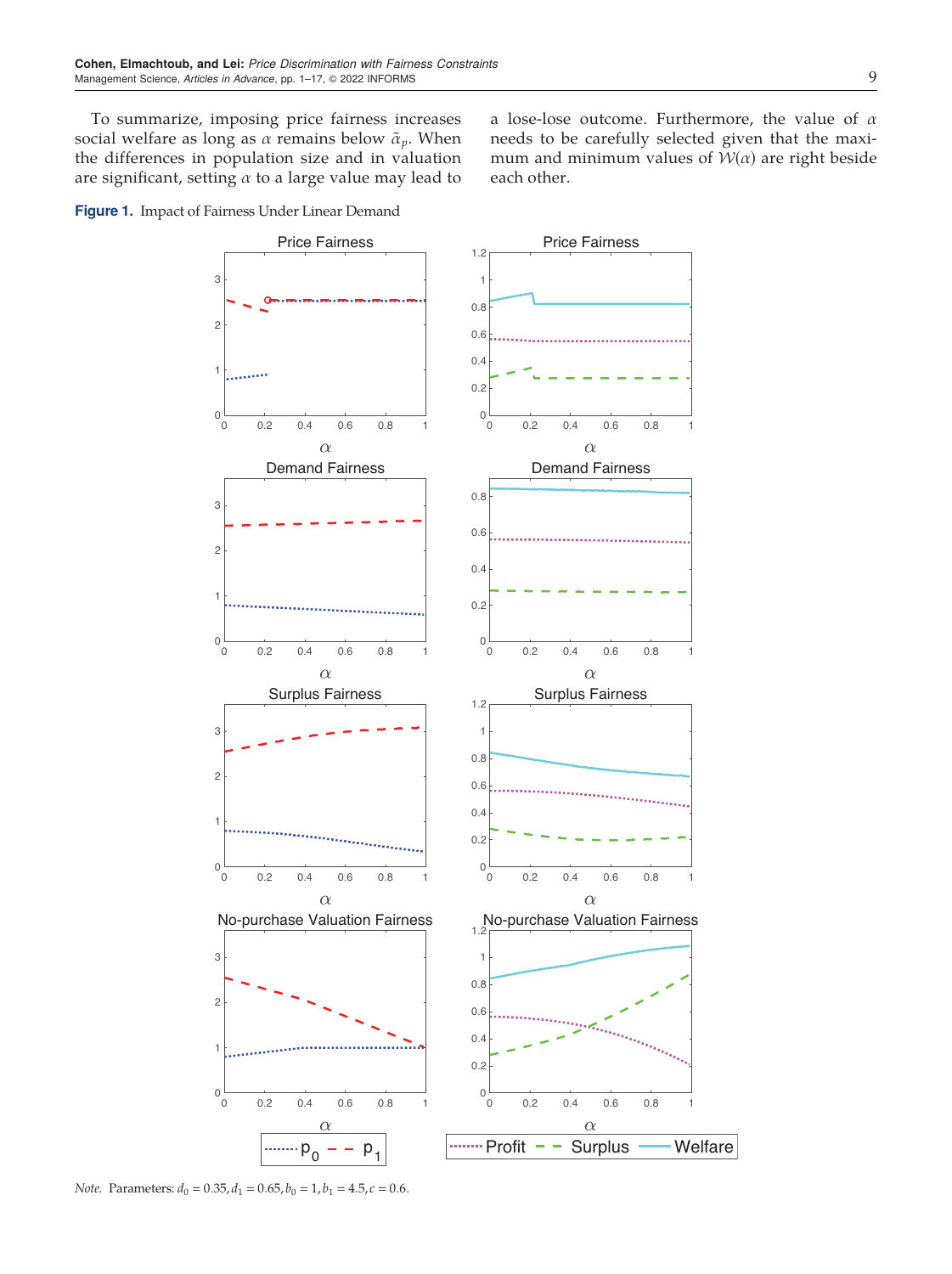To summarize, imposing price fairness increases social welfare as long as $\alpha$ remains below $\tilde{\alpha}_p$. When the differences in population size and in valuation are significant, setting $\alpha$ to a large value may lead to a lose-lose outcome. Furthermore, the value of $\alpha$ needs to be carefully selected given that the maximum and minimum values of $\mathcal{W}(\alpha)$ are right beside each other.

**Figure 1.** Impact of Fairness Under Linear Demand

*Note.* Parameters: $d_0 = 0.35, d_1 = 0.65, b_0 = 1, b_1 = 4.5, c = 0.6$.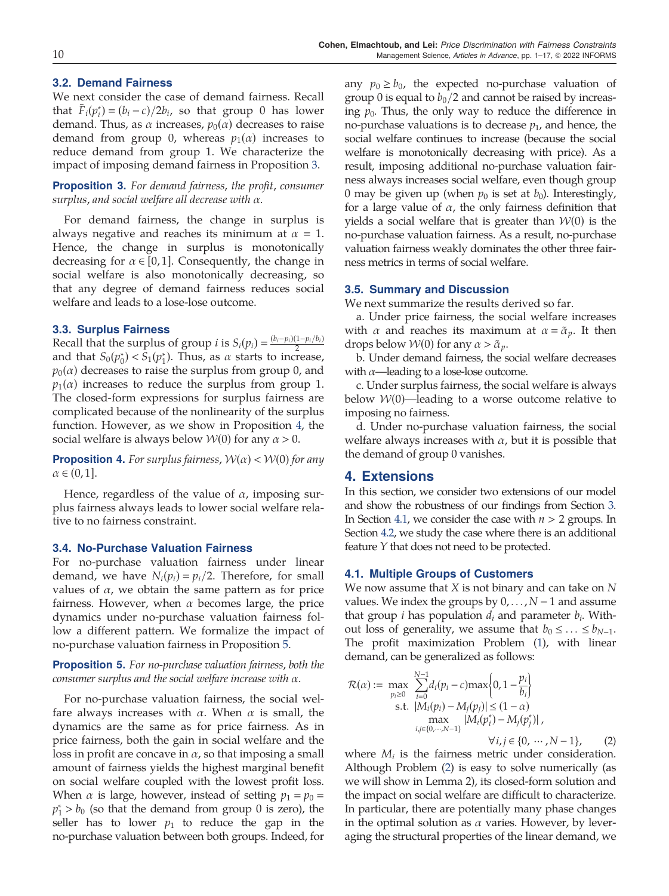### 3.2. Demand Fairness

We next consider the case of demand fairness. Recall that $\bar{F}_i(p_i^*) = (b_i - c)/2b_i$, so that group 0 has lower demand. Thus, as $\alpha$ increases, $p_0(\alpha)$ decreases to raise demand from group 0, whereas $p_1(\alpha)$ increases to reduce demand from group 1. We characterize the impact of imposing demand fairness in Proposition 3.

**Proposition 3.** *For demand fairness, the profit, consumer surplus, and social welfare all decrease with* $\alpha$.

For demand fairness, the change in surplus is always negative and reaches its minimum at $\alpha = 1$. Hence, the change in surplus is monotonically decreasing for $\alpha \in [0, 1]$. Consequently, the change in social welfare is also monotonically decreasing, so that any degree of demand fairness reduces social welfare and leads to a lose-lose outcome.

### 3.3. Surplus Fairness

Recall that the surplus of group $i$ is $S_i(p_i) = \frac{(b_i - p_i)(1 - p_i/b_i)}{2}$ and that $S_0(p_0^*) < S_1(p_1^*)$. Thus, as $\alpha$ starts to increase, $p_0(\alpha)$ decreases to raise the surplus from group 0, and $p_1(\alpha)$ increases to reduce the surplus from group 1. The closed-form expressions for surplus fairness are complicated because of the nonlinearity of the surplus function. However, as we show in Proposition 4, the social welfare is always below $\mathcal{W}(0)$ for any $\alpha > 0$.

**Proposition 4.** *For surplus fairness,* $\mathcal{W}(\alpha) < \mathcal{W}(0)$ *for any* $\alpha \in (0, 1]$.

Hence, regardless of the value of $\alpha$, imposing surplus fairness always leads to lower social welfare relative to no fairness constraint.

### 3.4. No-Purchase Valuation Fairness

For no-purchase valuation fairness under linear demand, we have $N_i(p_i) = p_i/2$. Therefore, for small values of $\alpha$, we obtain the same pattern as for price fairness. However, when $\alpha$ becomes large, the price dynamics under no-purchase valuation fairness follow a different pattern. We formalize the impact of no-purchase valuation fairness in Proposition 5.

**Proposition 5.** *For no-purchase valuation fairness, both the consumer surplus and the social welfare increase with* $\alpha$.

For no-purchase valuation fairness, the social welfare always increases with $\alpha$. When $\alpha$ is small, the dynamics are the same as for price fairness. As in price fairness, both the gain in social welfare and the loss in profit are concave in $\alpha$, so that imposing a small amount of fairness yields the highest marginal benefit on social welfare coupled with the lowest profit loss. When $\alpha$ is large, however, instead of setting $p_1 = p_0 = p_1^* > b_0$ (so that the demand from group 0 is zero), the seller has to lower $p_1$ to reduce the gap in the no-purchase valuation between both groups. Indeed, for any $p_0 \geq b_0$, the expected no-purchase valuation of group 0 is equal to $b_0/2$ and cannot be raised by increasing $p_0$. Thus, the only way to reduce the difference in no-purchase valuations is to decrease $p_1$, and hence, the social welfare continues to increase (because the social welfare is monotonically decreasing with price). As a result, imposing additional no-purchase valuation fairness always increases social welfare, even though group 0 may be given up (when $p_0$ is set at $b_0$). Interestingly, for a large value of $\alpha$, the only fairness definition that yields a social welfare that is greater than $\mathcal{W}(0)$ is the no-purchase valuation fairness. As a result, no-purchase valuation fairness weakly dominates the other three fairness metrics in terms of social welfare.

### 3.5. Summary and Discussion

We next summarize the results derived so far.

a. Under price fairness, the social welfare increases with $\alpha$ and reaches its maximum at $\alpha = \tilde{\alpha}_p$. It then drops below $\mathcal{W}(0)$ for any $\alpha > \tilde{\alpha}_p$.

b. Under demand fairness, the social welfare decreases with $\alpha$—leading to a lose-lose outcome.

c. Under surplus fairness, the social welfare is always below $\mathcal{W}(0)$—leading to a worse outcome relative to imposing no fairness.

d. Under no-purchase valuation fairness, the social welfare always increases with $\alpha$, but it is possible that the demand of group 0 vanishes.

## 4. Extensions

In this section, we consider two extensions of our model and show the robustness of our findings from Section 3. In Section 4.1, we consider the case with $n > 2$ groups. In Section 4.2, we study the case where there is an additional feature $Y$ that does not need to be protected.

### 4.1. Multiple Groups of Customers

We now assume that $X$ is not binary and can take on $N$ values. We index the groups by $0, \ldots, N-1$ and assume that group $i$ has population $d_i$ and parameter $b_i$. Without loss of generality, we assume that $b_0 \leq \ldots \leq b_{N-1}$. The profit maximization Problem (1), with linear demand, can be generalized as follows:

$$\mathcal{R}(\alpha) := \max_{p_i \geq 0} \sum_{i=0}^{N-1} d_i (p_i - c) \max\left\{0, 1 - \frac{p_i}{b_i}\right\}$$
$$\text{s.t. } |M_i(p_i) - M_j(p_j)| \leq (1 - \alpha) \max_{i,j \in \{0, \cdots, N-1\}} |M_i(p_i^*) - M_j(p_j^*)|,$$
$$\forall i, j \in \{0, \cdots, N-1\}, \qquad (2)$$

where $M_i$ is the fairness metric under consideration. Although Problem (2) is easy to solve numerically (as we will show in Lemma 2), its closed-form solution and the impact on social welfare are difficult to characterize. In particular, there are potentially many phase changes in the optimal solution as $\alpha$ varies. However, by leveraging the structural properties of the linear demand, we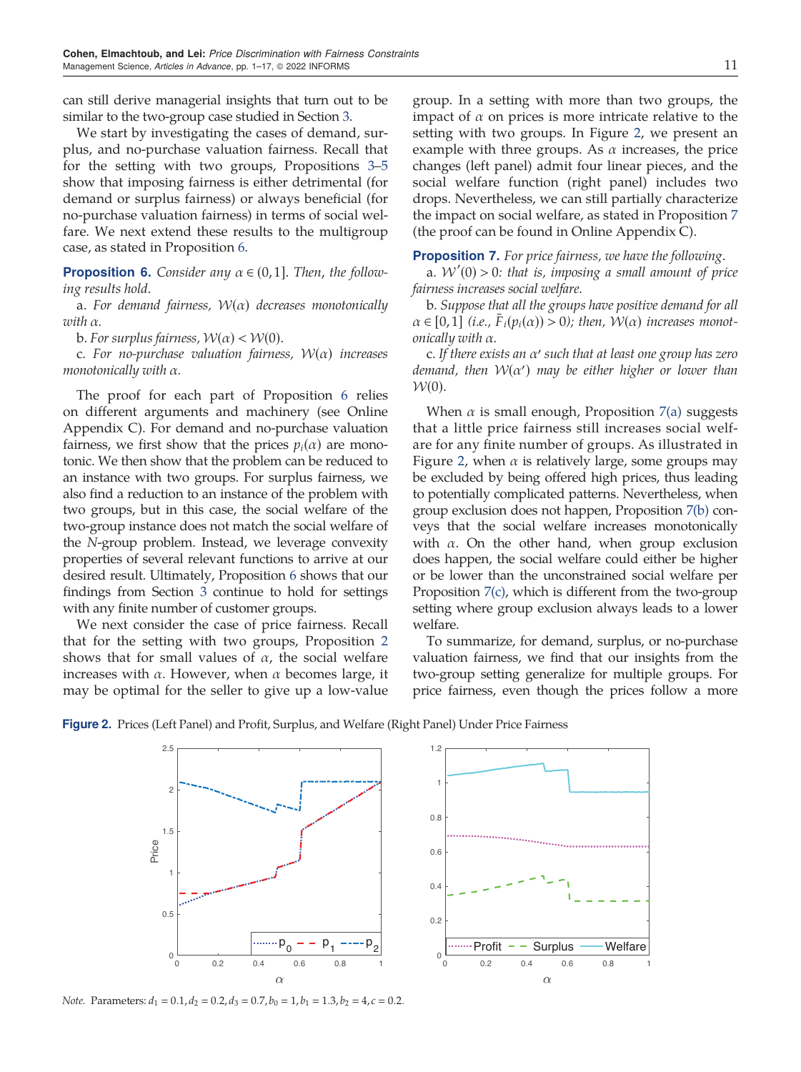can still derive managerial insights that turn out to be similar to the two-group case studied in Section 3.

We start by investigating the cases of demand, surplus, and no-purchase valuation fairness. Recall that for the setting with two groups, Propositions 3–5 show that imposing fairness is either detrimental (for demand or surplus fairness) or always beneficial (for no-purchase valuation fairness) in terms of social welfare. We next extend these results to the multigroup case, as stated in Proposition 6.

**Proposition 6.** *Consider any $\alpha \in (0,1]$. Then, the following results hold.*

a. *For demand fairness, $\mathcal{W}(\alpha)$ decreases monotonically with $\alpha$.*

b. *For surplus fairness, $\mathcal{W}(\alpha) < \mathcal{W}(0)$.*

c. *For no-purchase valuation fairness, $\mathcal{W}(\alpha)$ increases monotonically with $\alpha$.*

The proof for each part of Proposition 6 relies on different arguments and machinery (see Online Appendix C). For demand and no-purchase valuation fairness, we first show that the prices $p_i(\alpha)$ are monotonic. We then show that the problem can be reduced to an instance with two groups. For surplus fairness, we also find a reduction to an instance of the problem with two groups, but in this case, the social welfare of the two-group instance does not match the social welfare of the $N$-group problem. Instead, we leverage convexity properties of several relevant functions to arrive at our desired result. Ultimately, Proposition 6 shows that our findings from Section 3 continue to hold for settings with any finite number of customer groups.

We next consider the case of price fairness. Recall that for the setting with two groups, Proposition 2 shows that for small values of $\alpha$, the social welfare increases with $\alpha$. However, when $\alpha$ becomes large, it may be optimal for the seller to give up a low-value group. In a setting with more than two groups, the impact of $\alpha$ on prices is more intricate relative to the setting with two groups. In Figure 2, we present an example with three groups. As $\alpha$ increases, the price changes (left panel) admit four linear pieces, and the social welfare function (right panel) includes two drops. Nevertheless, we can still partially characterize the impact on social welfare, as stated in Proposition 7 (the proof can be found in Online Appendix C).

**Proposition 7.** *For price fairness, we have the following.*

a. *$\mathcal{W}'(0) > 0$: that is, imposing a small amount of price fairness increases social welfare.*

b. *Suppose that all the groups have positive demand for all $\alpha \in [0,1]$ (i.e., $\bar{F}_i(p_i(\alpha)) > 0$); then, $\mathcal{W}(\alpha)$ increases monotonically with $\alpha$.*

c. *If there exists an $\alpha'$ such that at least one group has zero demand, then $\mathcal{W}(\alpha')$ may be either higher or lower than $\mathcal{W}(0)$.*

When $\alpha$ is small enough, Proposition 7(a) suggests that a little price fairness still increases social welfare for any finite number of groups. As illustrated in Figure 2, when $\alpha$ is relatively large, some groups may be excluded by being offered high prices, thus leading to potentially complicated patterns. Nevertheless, when group exclusion does not happen, Proposition 7(b) conveys that the social welfare increases monotonically with $\alpha$. On the other hand, when group exclusion does happen, the social welfare could either be higher or be lower than the unconstrained social welfare per Proposition 7(c), which is different from the two-group setting where group exclusion always leads to a lower welfare.

To summarize, for demand, surplus, or no-purchase valuation fairness, we find that our insights from the two-group setting generalize for multiple groups. For price fairness, even though the prices follow a more

**Figure 2.** Prices (Left Panel) and Profit, Surplus, and Welfare (Right Panel) Under Price Fairness

*Note.* Parameters: $d_1 = 0.1, d_2 = 0.2, d_3 = 0.7, b_0 = 1, b_1 = 1.3, b_2 = 4, c = 0.2$.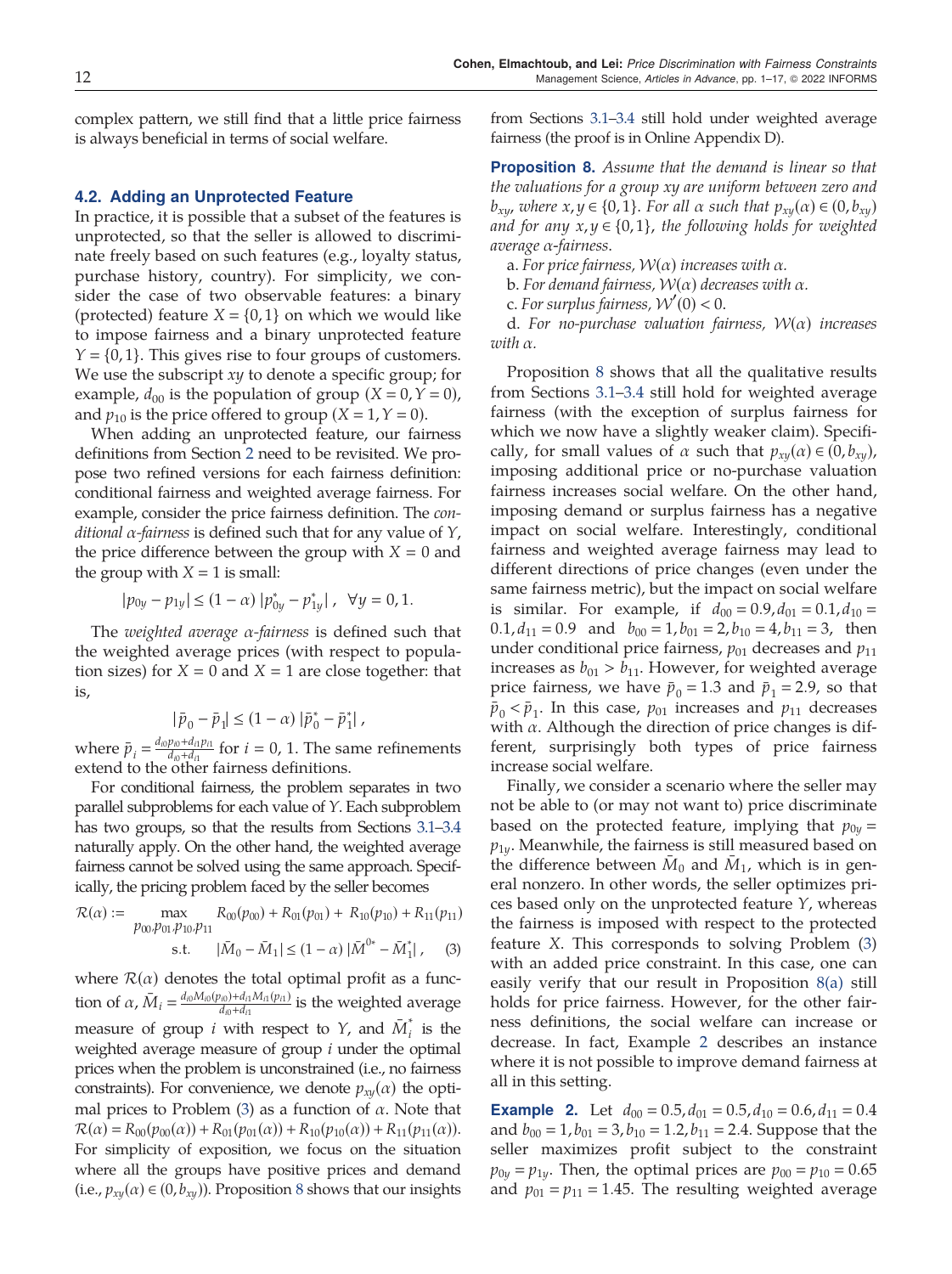complex pattern, we still find that a little price fairness is always beneficial in terms of social welfare.

### 4.2. Adding an Unprotected Feature

In practice, it is possible that a subset of the features is unprotected, so that the seller is allowed to discriminate freely based on such features (e.g., loyalty status, purchase history, country). For simplicity, we consider the case of two observable features: a binary (protected) feature $X = \{0, 1\}$ on which we would like to impose fairness and a binary unprotected feature $Y = \{0, 1\}$. This gives rise to four groups of customers. We use the subscript $xy$ to denote a specific group; for example, $d_{00}$ is the population of group $(X = 0, Y = 0)$, and $p_{10}$ is the price offered to group $(X = 1, Y = 0)$.

When adding an unprotected feature, our fairness definitions from Section 2 need to be revisited. We propose two refined versions for each fairness definition: conditional fairness and weighted average fairness. For example, consider the price fairness definition. The *conditional α-fairness* is defined such that for any value of $Y$, the price difference between the group with $X = 0$ and the group with $X = 1$ is small:

$$|p_{0y} - p_{1y}| \leq (1-\alpha)\,|p^*_{0y} - p^*_{1y}|\,,\ \ \forall y = 0, 1.$$

The *weighted average α-fairness* is defined such that the weighted average prices (with respect to population sizes) for $X = 0$ and $X = 1$ are close together: that is,

$$|\bar{p}_0 - \bar{p}_1| \leq (1-\alpha)\,|\bar{p}^*_0 - \bar{p}^*_1|\,,$$

where $\bar{p}_i = \frac{d_{i0}p_{i0} + d_{i1}p_{i1}}{d_{i0} + d_{i1}}$ for $i = 0, 1$. The same refinements extend to the other fairness definitions.

For conditional fairness, the problem separates in two parallel subproblems for each value of $Y$. Each subproblem has two groups, so that the results from Sections 3.1–3.4 naturally apply. On the other hand, the weighted average fairness cannot be solved using the same approach. Specifically, the pricing problem faced by the seller becomes

$$\begin{aligned}\mathcal{R}(\alpha) := \max_{p_{00}, p_{01}, p_{10}, p_{11}} \quad & R_{00}(p_{00}) + R_{01}(p_{01}) + R_{10}(p_{10}) + R_{11}(p_{11}) \\ \text{s.t.} \quad & |\bar{M}_0 - \bar{M}_1| \leq (1-\alpha)\,|\bar{M}^{0*} - \bar{M}^*_1|\,, \end{aligned} \tag{3}$$

where $\mathcal{R}(\alpha)$ denotes the total optimal profit as a function of $\alpha$, $\bar{M}_i = \frac{d_{i0}M_{i0}(p_{i0}) + d_{i1}M_{i1}(p_{i1})}{d_{i0} + d_{i1}}$ is the weighted average measure of group $i$ with respect to $Y$, and $\bar{M}^*_i$ is the weighted average measure of group $i$ under the optimal prices when the problem is unconstrained (i.e., no fairness constraints). For convenience, we denote $p_{xy}(\alpha)$ the optimal prices to Problem (3) as a function of $\alpha$. Note that $\mathcal{R}(\alpha) = R_{00}(p_{00}(\alpha)) + R_{01}(p_{01}(\alpha)) + R_{10}(p_{10}(\alpha)) + R_{11}(p_{11}(\alpha))$. For simplicity of exposition, we focus on the situation where all the groups have positive prices and demand (i.e., $p_{xy}(\alpha) \in (0, b_{xy})$). Proposition 8 shows that our insights from Sections 3.1–3.4 still hold under weighted average fairness (the proof is in Online Appendix D).

**Proposition 8.** *Assume that the demand is linear so that the valuations for a group xy are uniform between zero and $b_{xy}$, where $x, y \in \{0, 1\}$. For all α such that $p_{xy}(\alpha) \in (0, b_{xy})$ and for any $x, y \in \{0, 1\}$, the following holds for weighted average α-fairness.*

a. *For price fairness, $\mathcal{W}(\alpha)$ increases with α.*

b. *For demand fairness, $\mathcal{W}(\alpha)$ decreases with α.*

c. *For surplus fairness, $\mathcal{W}'(0) < 0$.*

d. *For no-purchase valuation fairness, $\mathcal{W}(\alpha)$ increases with α.*

Proposition 8 shows that all the qualitative results from Sections 3.1–3.4 still hold for weighted average fairness (with the exception of surplus fairness for which we now have a slightly weaker claim). Specifically, for small values of α such that $p_{xy}(\alpha) \in (0, b_{xy})$, imposing additional price or no-purchase valuation fairness increases social welfare. On the other hand, imposing demand or surplus fairness has a negative impact on social welfare. Interestingly, conditional fairness and weighted average fairness may lead to different directions of price changes (even under the same fairness metric), but the impact on social welfare is similar. For example, if $d_{00} = 0.9, d_{01} = 0.1, d_{10} = 0.1, d_{11} = 0.9$ and $b_{00} = 1, b_{01} = 2, b_{10} = 4, b_{11} = 3$, then under conditional price fairness, $p_{01}$ decreases and $p_{11}$ increases as $b_{01} > b_{11}$. However, for weighted average price fairness, we have $\bar{p}_0 = 1.3$ and $\bar{p}_1 = 2.9$, so that $\bar{p}_0 < \bar{p}_1$. In this case, $p_{01}$ increases and $p_{11}$ decreases with α. Although the direction of price changes is different, surprisingly both types of price fairness increase social welfare.

Finally, we consider a scenario where the seller may not be able to (or may not want to) price discriminate based on the protected feature, implying that $p_{0y} = p_{1y}$. Meanwhile, the fairness is still measured based on the difference between $\bar{M}_0$ and $\bar{M}_1$, which is in general nonzero. In other words, the seller optimizes prices based only on the unprotected feature $Y$, whereas the fairness is imposed with respect to the protected feature $X$. This corresponds to solving Problem (3) with an added price constraint. In this case, one can easily verify that our result in Proposition 8(a) still holds for price fairness. However, for the other fairness definitions, the social welfare can increase or decrease. In fact, Example 2 describes an instance where it is not possible to improve demand fairness at all in this setting.

**Example 2.** Let $d_{00} = 0.5, d_{01} = 0.5, d_{10} = 0.6, d_{11} = 0.4$ and $b_{00} = 1, b_{01} = 3, b_{10} = 1.2, b_{11} = 2.4$. Suppose that the seller maximizes profit subject to the constraint $p_{0y} = p_{1y}$. Then, the optimal prices are $p_{00} = p_{10} = 0.65$ and $p_{01} = p_{11} = 1.45$. The resulting weighted average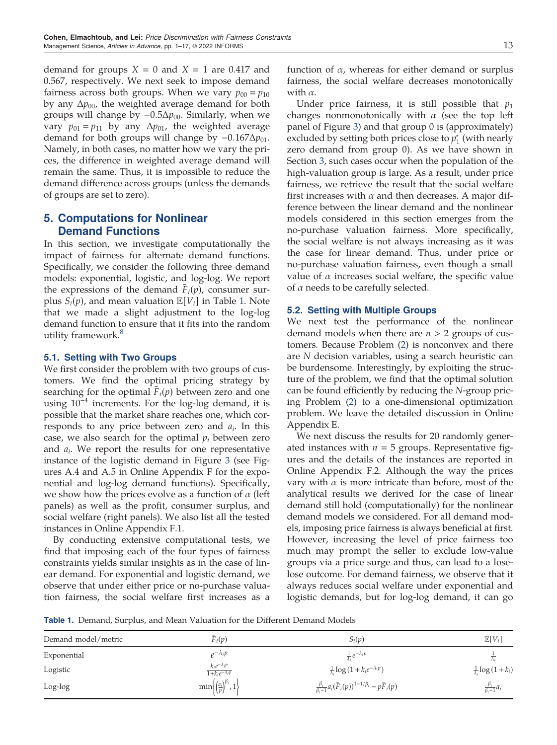demand for groups $X = 0$ and $X = 1$ are 0.417 and 0.567, respectively. We next seek to impose demand fairness across both groups. When we vary $p_{00} = p_{10}$ by any $\Delta p_{00}$, the weighted average demand for both groups will change by $-0.5\Delta p_{00}$. Similarly, when we vary $p_{01} = p_{11}$ by any $\Delta p_{01}$, the weighted average demand for both groups will change by $-0.167\Delta p_{01}$. Namely, in both cases, no matter how we vary the prices, the difference in weighted average demand will remain the same. Thus, it is impossible to reduce the demand difference across groups (unless the demands of groups are set to zero).

## 5. Computations for Nonlinear Demand Functions

In this section, we investigate computationally the impact of fairness for alternate demand functions. Specifically, we consider the following three demand models: exponential, logistic, and log-log. We report the expressions of the demand $\bar{F}_i(p)$, consumer surplus $S_i(p)$, and mean valuation $\mathbb{E}[V_i]$ in Table 1. Note that we made a slight adjustment to the log-log demand function to ensure that it fits into the random utility framework.[8]

### 5.1. Setting with Two Groups

We first consider the problem with two groups of customers. We find the optimal pricing strategy by searching for the optimal $\bar{F}_i(p)$ between zero and one using $10^{-4}$ increments. For the log-log demand, it is possible that the market share reaches one, which corresponds to any price between zero and $a_i$. In this case, we also search for the optimal $p_i$ between zero and $a_i$. We report the results for one representative instance of the logistic demand in Figure 3 (see Figures A.4 and A.5 in Online Appendix F for the exponential and log-log demand functions). Specifically, we show how the prices evolve as a function of $\alpha$ (left panels) as well as the profit, consumer surplus, and social welfare (right panels). We also list all the tested instances in Online Appendix F.1.

By conducting extensive computational tests, we find that imposing each of the four types of fairness constraints yields similar insights as in the case of linear demand. For exponential and logistic demand, we observe that under either price or no-purchase valuation fairness, the social welfare first increases as a function of $\alpha$, whereas for either demand or surplus fairness, the social welfare decreases monotonically with $\alpha$.

Under price fairness, it is still possible that $p_1$ changes nonmonotonically with $\alpha$ (see the top left panel of Figure 3) and that group 0 is (approximately) excluded by setting both prices close to $p_1^*$ (with nearly zero demand from group 0). As we have shown in Section 3, such cases occur when the population of the high-valuation group is large. As a result, under price fairness, we retrieve the result that the social welfare first increases with $\alpha$ and then decreases. A major difference between the linear demand and the nonlinear models considered in this section emerges from the no-purchase valuation fairness. More specifically, the social welfare is not always increasing as it was the case for linear demand. Thus, under price or no-purchase valuation fairness, even though a small value of $\alpha$ increases social welfare, the specific value of $\alpha$ needs to be carefully selected.

### 5.2. Setting with Multiple Groups

We next test the performance of the nonlinear demand models when there are $n > 2$ groups of customers. Because Problem (2) is nonconvex and there are $N$ decision variables, using a search heuristic can be burdensome. Interestingly, by exploiting the structure of the problem, we find that the optimal solution can be found efficiently by reducing the $N$-group pricing Problem (2) to a one-dimensional optimization problem. We leave the detailed discussion in Online Appendix E.

We next discuss the results for 20 randomly generated instances with $n = 5$ groups. Representative figures and the details of the instances are reported in Online Appendix F.2. Although the way the prices vary with $\alpha$ is more intricate than before, most of the analytical results we derived for the case of linear demand still hold (computationally) for the nonlinear demand models we considered. For all demand models, imposing price fairness is always beneficial at first. However, increasing the level of price fairness too much may prompt the seller to exclude low-value groups via a price surge and thus, can lead to a lose-lose outcome. For demand fairness, we observe that it always reduces social welfare under exponential and logistic demands, but for log-log demand, it can go

**Table 1.** Demand, Surplus, and Mean Valuation for the Different Demand Models

| Demand model/metric | $\bar{F}_i(p)$ | $S_i(p)$ | $\mathbb{E}[V_i]$ |
|---|---|---|---|
| Exponential | $e^{-\lambda_i p}$ | $\frac{1}{\lambda_i} e^{-\lambda_i p}$ | $\frac{1}{\lambda_i}$ |
| Logistic | $\frac{k_i e^{-\lambda_i p}}{1 + k_i e^{-\lambda_i p}}$ | $\frac{1}{\lambda_i} \log(1 + k_i e^{-\lambda_i p})$ | $\frac{1}{\lambda_i} \log(1 + k_i)$ |
| Log-log | $\min\left\{\left(\frac{a_i}{p}\right)^{\beta_i}, 1\right\}$ | $\frac{\beta_i}{\beta_i - 1} a_i (\bar{F}_i(p))^{1-1/\beta_i} - p\bar{F}_i(p)$ | $\frac{\beta_i}{\beta_i - 1} a_i$ |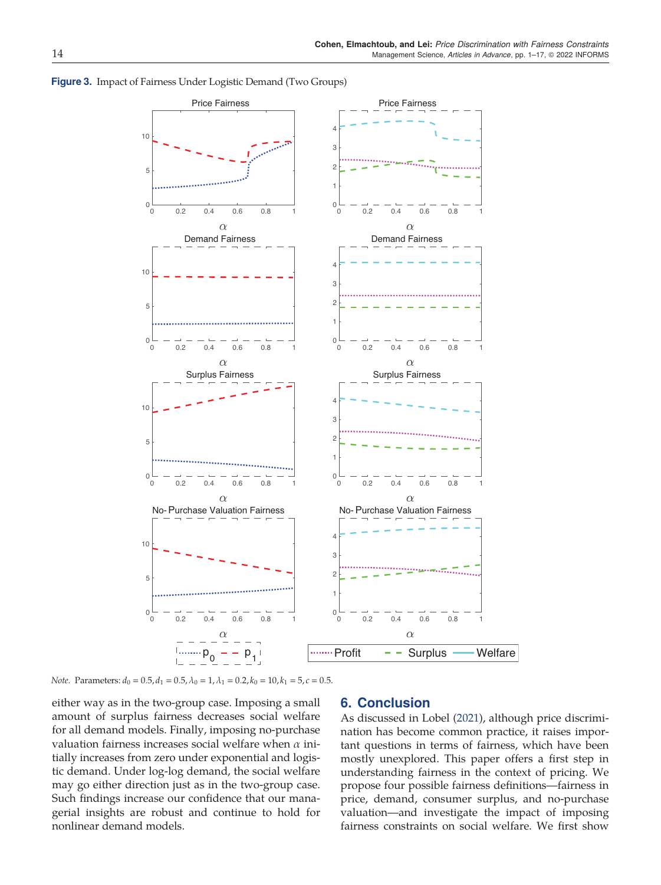**Figure 3.** Impact of Fairness Under Logistic Demand (Two Groups)

*Note.* Parameters: $d_0 = 0.5, d_1 = 0.5, \lambda_0 = 1, \lambda_1 = 0.2, k_0 = 10, k_1 = 5, c = 0.5$.

either way as in the two-group case. Imposing a small amount of surplus fairness decreases social welfare for all demand models. Finally, imposing no-purchase valuation fairness increases social welfare when $\alpha$ initially increases from zero under exponential and logistic demand. Under log-log demand, the social welfare may go either direction just as in the two-group case. Such findings increase our confidence that our managerial insights are robust and continue to hold for nonlinear demand models.

## 6. Conclusion

As discussed in Lobel (2021), although price discrimination has become common practice, it raises important questions in terms of fairness, which have been mostly unexplored. This paper offers a first step in understanding fairness in the context of pricing. We propose four possible fairness definitions—fairness in price, demand, consumer surplus, and no-purchase valuation—and investigate the impact of imposing fairness constraints on social welfare. We first show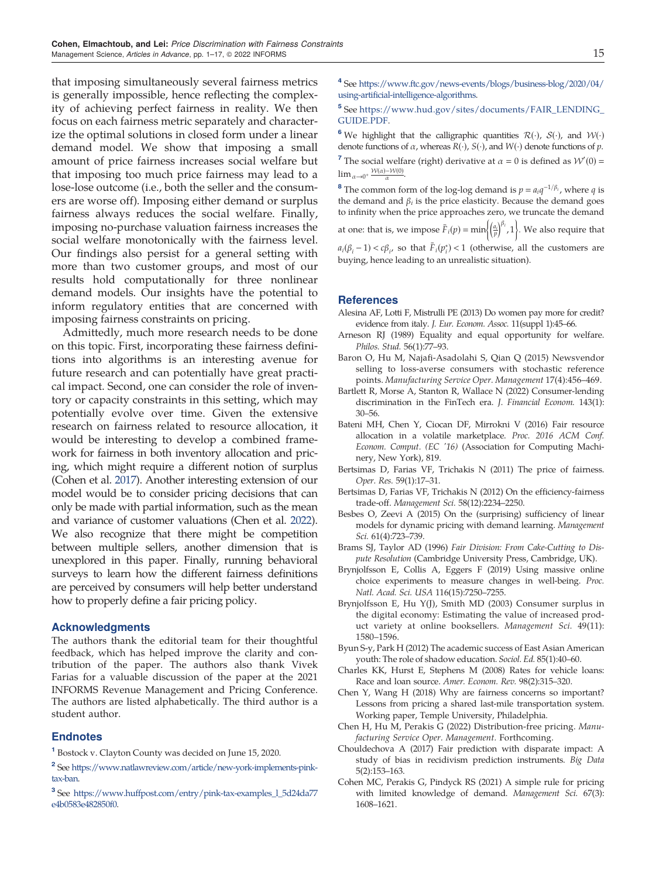that imposing simultaneously several fairness metrics is generally impossible, hence reflecting the complexity of achieving perfect fairness in reality. We then focus on each fairness metric separately and characterize the optimal solutions in closed form under a linear demand model. We show that imposing a small amount of price fairness increases social welfare but that imposing too much price fairness may lead to a lose-lose outcome (i.e., both the seller and the consumers are worse off). Imposing either demand or surplus fairness always reduces the social welfare. Finally, imposing no-purchase valuation fairness increases the social welfare monotonically with the fairness level. Our findings also persist for a general setting with more than two customer groups, and most of our results hold computationally for three nonlinear demand models. Our insights have the potential to inform regulatory entities that are concerned with imposing fairness constraints on pricing.

Admittedly, much more research needs to be done on this topic. First, incorporating these fairness definitions into algorithms is an interesting avenue for future research and can potentially have great practical impact. Second, one can consider the role of inventory or capacity constraints in this setting, which may potentially evolve over time. Given the extensive research on fairness related to resource allocation, it would be interesting to develop a combined framework for fairness in both inventory allocation and pricing, which might require a different notion of surplus (Cohen et al. 2017). Another interesting extension of our model would be to consider pricing decisions that can only be made with partial information, such as the mean and variance of customer valuations (Chen et al. 2022). We also recognize that there might be competition between multiple sellers, another dimension that is unexplored in this paper. Finally, running behavioral surveys to learn how the different fairness definitions are perceived by consumers will help better understand how to properly define a fair pricing policy.

## Acknowledgments

The authors thank the editorial team for their thoughtful feedback, which has helped improve the clarity and contribution of the paper. The authors also thank Vivek Farias for a valuable discussion of the paper at the 2021 INFORMS Revenue Management and Pricing Conference. The authors are listed alphabetically. The third author is a student author.

## Endnotes

[1] Bostock v. Clayton County was decided on June 15, 2020.

[2] See https://www.natlawreview.com/article/new-york-implements-pink-tax-ban.

[3] See https://www.huffpost.com/entry/pink-tax-examples_l_5d24da77e4b0583e482850f0.

[4] See https://www.ftc.gov/news-events/blogs/business-blog/2020/04/using-artificial-intelligence-algorithms.

[5] See https://www.hud.gov/sites/documents/FAIR_LENDING_GUIDE.PDF.

[6] We highlight that the calligraphic quantities $\mathcal{R}(\cdot)$, $\mathcal{S}(\cdot)$, and $\mathcal{W}(\cdot)$ denote functions of $\alpha$, whereas $R(\cdot)$, $S(\cdot)$, and $W(\cdot)$ denote functions of $p$.

[7] The social welfare (right) derivative at $\alpha = 0$ is defined as $\mathcal{W}'(0) = \lim_{\alpha \to 0^+} \frac{\mathcal{W}(\alpha) - \mathcal{W}(0)}{\alpha}$.

[8] The common form of the log-log demand is $p = a_i q^{-1/\beta_i}$, where $q$ is the demand and $\beta_i$ is the price elasticity. Because the demand goes to infinity when the price approaches zero, we truncate the demand at one: that is, we impose $\bar{F}_i(p) = \min\left\{\left(\frac{a_i}{p}\right)^{\beta_i}, 1\right\}$. We also require that $a_i(\beta_i - 1) < c\beta_i$, so that $\bar{F}_i(p_i^*) < 1$ (otherwise, all the customers are buying, hence leading to an unrealistic situation).

## References

Alesina AF, Lotti F, Mistrulli PE (2013) Do women pay more for credit? evidence from italy. *J. Eur. Econom. Assoc.* 11(suppl 1):45–66.

Arneson RJ (1989) Equality and equal opportunity for welfare. *Philos. Stud.* 56(1):77–93.

Baron O, Hu M, Najafi-Asadolahi S, Qian Q (2015) Newsvendor selling to loss-averse consumers with stochastic reference points. *Manufacturing Service Oper. Management* 17(4):456–469.

Bartlett R, Morse A, Stanton R, Wallace N (2022) Consumer-lending discrimination in the FinTech era. *J. Financial Econom.* 143(1): 30–56.

Bateni MH, Chen Y, Ciocan DF, Mirrokni V (2016) Fair resource allocation in a volatile marketplace. *Proc. 2016 ACM Conf. Econom. Comput. (EC '16)* (Association for Computing Machinery, New York), 819.

Bertsimas D, Farias VF, Trichakis N (2011) The price of fairness. *Oper. Res.* 59(1):17–31.

Bertsimas D, Farias VF, Trichakis N (2012) On the efficiency-fairness trade-off. *Management Sci.* 58(12):2234–2250.

Besbes O, Zeevi A (2015) On the (surprising) sufficiency of linear models for dynamic pricing with demand learning. *Management Sci.* 61(4):723–739.

Brams SJ, Taylor AD (1996) *Fair Division: From Cake-Cutting to Dispute Resolution* (Cambridge University Press, Cambridge, UK).

Brynjolfsson E, Collis A, Eggers F (2019) Using massive online choice experiments to measure changes in well-being. *Proc. Natl. Acad. Sci. USA* 116(15):7250–7255.

Brynjolfsson E, Hu Y(J), Smith MD (2003) Consumer surplus in the digital economy: Estimating the value of increased product variety at online booksellers. *Management Sci.* 49(11): 1580–1596.

Byun S-y, Park H (2012) The academic success of East Asian American youth: The role of shadow education. *Sociol. Ed.* 85(1):40–60.

Charles KK, Hurst E, Stephens M (2008) Rates for vehicle loans: Race and loan source. *Amer. Econom. Rev.* 98(2):315–320.

Chen Y, Wang H (2018) Why are fairness concerns so important? Lessons from pricing a shared last-mile transportation system. Working paper, Temple University, Philadelphia.

Chen H, Hu M, Perakis G (2022) Distribution-free pricing. *Manufacturing Service Oper. Management.* Forthcoming.

Chouldechova A (2017) Fair prediction with disparate impact: A study of bias in recidivism prediction instruments. *Big Data* 5(2):153–163.

Cohen MC, Perakis G, Pindyck RS (2021) A simple rule for pricing with limited knowledge of demand. *Management Sci.* 67(3): 1608–1621.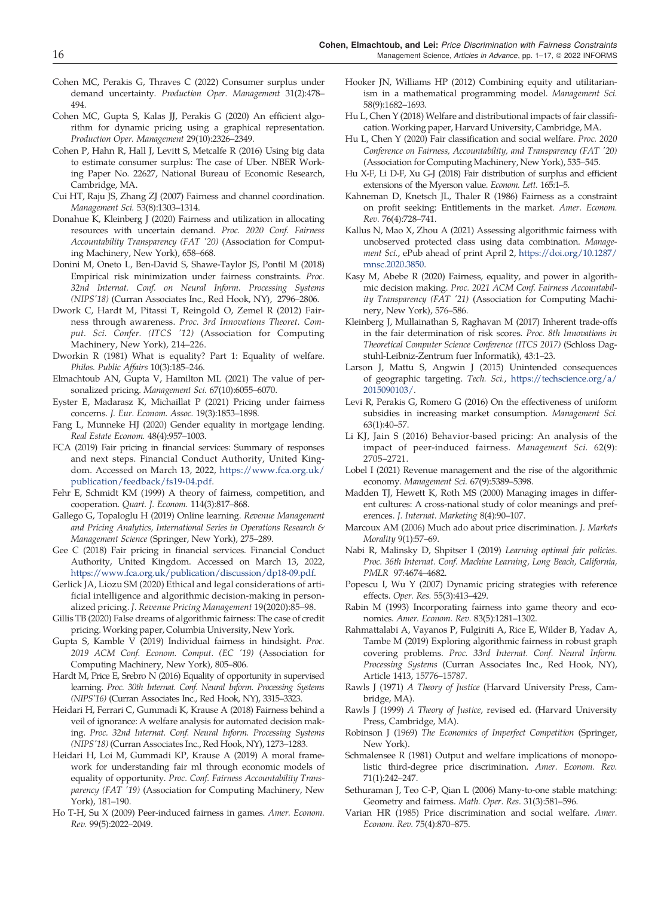Cohen MC, Perakis G, Thraves C (2022) Consumer surplus under demand uncertainty. *Production Oper. Management* 31(2):478–494.

Cohen MC, Gupta S, Kalas JJ, Perakis G (2020) An efficient algorithm for dynamic pricing using a graphical representation. *Production Oper. Management* 29(10):2326–2349.

Cohen P, Hahn R, Hall J, Levitt S, Metcalfe R (2016) Using big data to estimate consumer surplus: The case of Uber. NBER Working Paper No. 22627, National Bureau of Economic Research, Cambridge, MA.

Cui HT, Raju JS, Zhang ZJ (2007) Fairness and channel coordination. *Management Sci.* 53(8):1303–1314.

Donahue K, Kleinberg J (2020) Fairness and utilization in allocating resources with uncertain demand. *Proc. 2020 Conf. Fairness Accountability Transparency (FAT '20)* (Association for Computing Machinery, New York), 658–668.

Donini M, Oneto L, Ben-David S, Shawe-Taylor JS, Pontil M (2018) Empirical risk minimization under fairness constraints. *Proc. 32nd Internat. Conf. on Neural Inform. Processing Systems (NIPS'18)* (Curran Associates Inc., Red Hook, NY), 2796–2806.

Dwork C, Hardt M, Pitassi T, Reingold O, Zemel R (2012) Fairness through awareness. *Proc. 3rd Innovations Theoret. Comput. Sci. Confer. (ITCS '12)* (Association for Computing Machinery, New York), 214–226.

Dworkin R (1981) What is equality? Part 1: Equality of welfare. *Philos. Public Affairs* 10(3):185–246.

Elmachtoub AN, Gupta V, Hamilton ML (2021) The value of personalized pricing. *Management Sci.* 67(10):6055–6070.

Eyster E, Madarasz K, Michaillat P (2021) Pricing under fairness concerns. *J. Eur. Econom. Assoc.* 19(3):1853–1898.

Fang L, Munneke HJ (2020) Gender equality in mortgage lending. *Real Estate Econom.* 48(4):957–1003.

FCA (2019) Fair pricing in financial services: Summary of responses and next steps. Financial Conduct Authority, United Kingdom. Accessed on March 13, 2022, https://www.fca.org.uk/publication/feedback/fs19-04.pdf.

Fehr E, Schmidt KM (1999) A theory of fairness, competition, and cooperation. *Quart. J. Econom.* 114(3):817–868.

Gallego G, Topaloglu H (2019) Online learning. *Revenue Management and Pricing Analytics, International Series in Operations Research & Management Science* (Springer, New York), 275–289.

Gee C (2018) Fair pricing in financial services. Financial Conduct Authority, United Kingdom. Accessed on March 13, 2022, https://www.fca.org.uk/publication/discussion/dp18-09.pdf.

Gerlick JA, Liozu SM (2020) Ethical and legal considerations of artificial intelligence and algorithmic decision-making in personalized pricing. *J. Revenue Pricing Management* 19(2020):85–98.

Gillis TB (2020) False dreams of algorithmic fairness: The case of credit pricing. Working paper, Columbia University, New York.

Gupta S, Kamble V (2019) Individual fairness in hindsight. *Proc. 2019 ACM Conf. Econom. Comput. (EC '19)* (Association for Computing Machinery, New York), 805–806.

Hardt M, Price E, Srebro N (2016) Equality of opportunity in supervised learning. *Proc. 30th Internat. Conf. Neural Inform. Processing Systems (NIPS'16)* (Curran Associates Inc., Red Hook, NY), 3315–3323.

Heidari H, Ferrari C, Gummadi K, Krause A (2018) Fairness behind a veil of ignorance: A welfare analysis for automated decision making. *Proc. 32nd Internat. Conf. Neural Inform. Processing Systems (NIPS'18)* (Curran Associates Inc., Red Hook, NY), 1273–1283.

Heidari H, Loi M, Gummadi KP, Krause A (2019) A moral framework for understanding fair ml through economic models of equality of opportunity. *Proc. Conf. Fairness Accountability Transparency (FAT '19)* (Association for Computing Machinery, New York), 181–190.

Ho T-H, Su X (2009) Peer-induced fairness in games. *Amer. Econom. Rev.* 99(5):2022–2049.

Hooker JN, Williams HP (2012) Combining equity and utilitarianism in a mathematical programming model. *Management Sci.* 58(9):1682–1693.

Hu L, Chen Y (2018) Welfare and distributional impacts of fair classification. Working paper, Harvard University, Cambridge, MA.

Hu L, Chen Y (2020) Fair classification and social welfare. *Proc. 2020 Conference on Fairness, Accountability, and Transparency (FAT '20)* (Association for Computing Machinery, New York), 535–545.

Hu X-F, Li D-F, Xu G-J (2018) Fair distribution of surplus and efficient extensions of the Myerson value. *Econom. Lett.* 165:1–5.

Kahneman D, Knetsch JL, Thaler R (1986) Fairness as a constraint on profit seeking: Entitlements in the market. *Amer. Econom. Rev.* 76(4):728–741.

Kallus N, Mao X, Zhou A (2021) Assessing algorithmic fairness with unobserved protected class using data combination. *Management Sci.*, ePub ahead of print April 2, https://doi.org/10.1287/mnsc.2020.3850.

Kasy M, Abebe R (2020) Fairness, equality, and power in algorithmic decision making. *Proc. 2021 ACM Conf. Fairness Accountability Transparency (FAT '21)* (Association for Computing Machinery, New York), 576–586.

Kleinberg J, Mullainathan S, Raghavan M (2017) Inherent trade-offs in the fair determination of risk scores. *Proc. 8th Innovations in Theoretical Computer Science Conference (ITCS 2017)* (Schloss Dagstuhl-Leibniz-Zentrum fuer Informatik), 43:1–23.

Larson J, Mattu S, Angwin J (2015) Unintended consequences of geographic targeting. *Tech. Sci.*, https://techscience.org/a/2015090103/.

Levi R, Perakis G, Romero G (2016) On the effectiveness of uniform subsidies in increasing market consumption. *Management Sci.* 63(1):40–57.

Li KJ, Jain S (2016) Behavior-based pricing: An analysis of the impact of peer-induced fairness. *Management Sci.* 62(9): 2705–2721.

Lobel I (2021) Revenue management and the rise of the algorithmic economy. *Management Sci.* 67(9):5389–5398.

Madden TJ, Hewett K, Roth MS (2000) Managing images in different cultures: A cross-national study of color meanings and preferences. *J. Internat. Marketing* 8(4):90–107.

Marcoux AM (2006) Much ado about price discrimination. *J. Markets Morality* 9(1):57–69.

Nabi R, Malinsky D, Shpitser I (2019) *Learning optimal fair policies. Proc. 36th Internat. Conf. Machine Learning, Long Beach, California, PMLR* 97:4674–4682.

Popescu I, Wu Y (2007) Dynamic pricing strategies with reference effects. *Oper. Res.* 55(3):413–429.

Rabin M (1993) Incorporating fairness into game theory and economics. *Amer. Econom. Rev.* 83(5):1281–1302.

Rahmattalabi A, Vayanos P, Fulginiti A, Rice E, Wilder B, Yadav A, Tambe M (2019) Exploring algorithmic fairness in robust graph covering problems. *Proc. 33rd Internat. Conf. Neural Inform. Processing Systems* (Curran Associates Inc., Red Hook, NY), Article 1413, 15776–15787.

Rawls J (1971) *A Theory of Justice* (Harvard University Press, Cambridge, MA).

Rawls J (1999) *A Theory of Justice*, revised ed. (Harvard University Press, Cambridge, MA).

Robinson J (1969) *The Economics of Imperfect Competition* (Springer, New York).

Schmalensee R (1981) Output and welfare implications of monopolistic third-degree price discrimination. *Amer. Econom. Rev.* 71(1):242–247.

Sethuraman J, Teo C-P, Qian L (2006) Many-to-one stable matching: Geometry and fairness. *Math. Oper. Res.* 31(3):581–596.

Varian HR (1985) Price discrimination and social welfare. *Amer. Econom. Rev.* 75(4):870–875.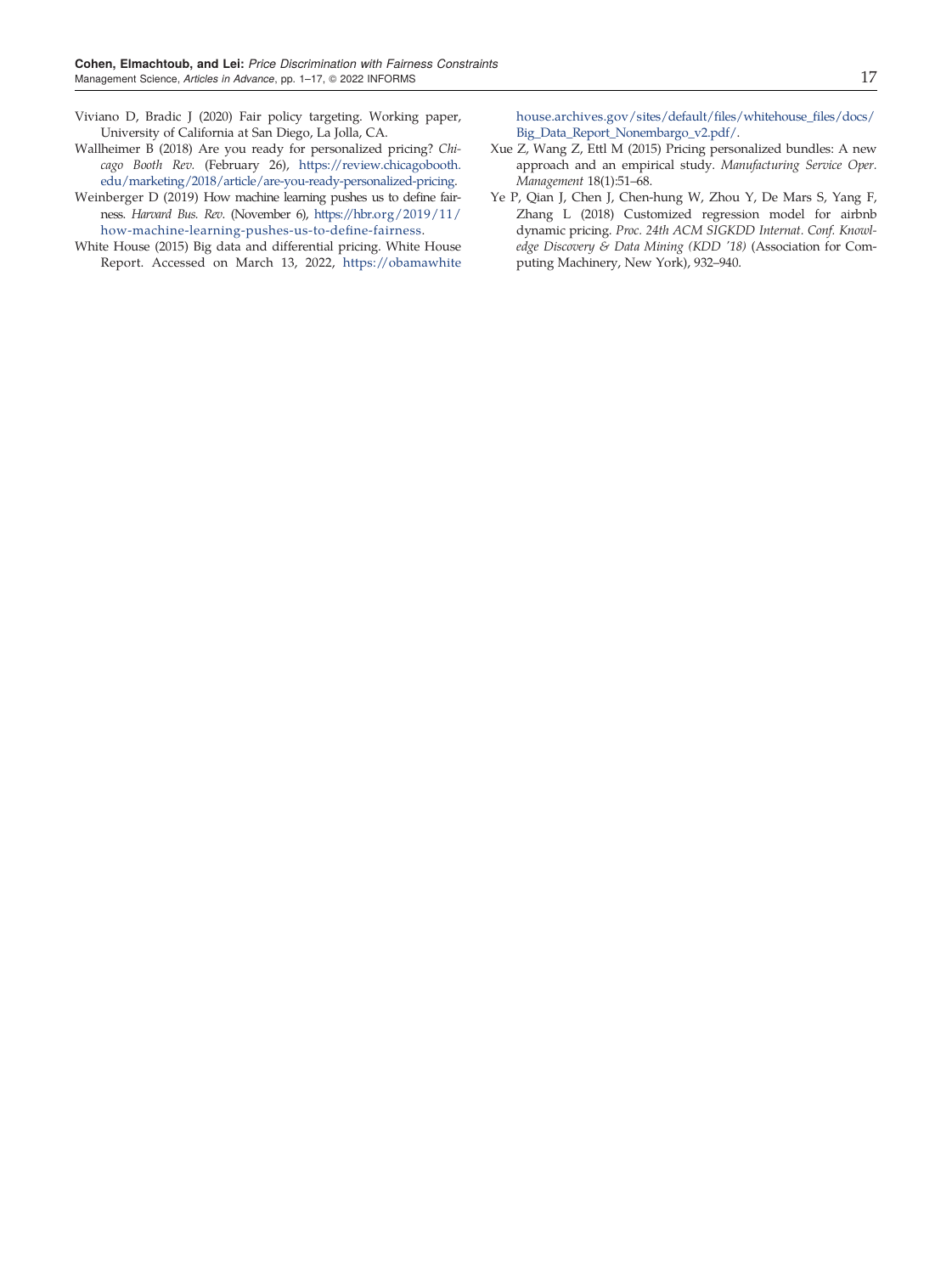Viviano D, Bradic J (2020) Fair policy targeting. Working paper, University of California at San Diego, La Jolla, CA.

Wallheimer B (2018) Are you ready for personalized pricing? *Chicago Booth Rev.* (February 26), https://review.chicagobooth.edu/marketing/2018/article/are-you-ready-personalized-pricing.

Weinberger D (2019) How machine learning pushes us to define fairness. *Harvard Bus. Rev.* (November 6), https://hbr.org/2019/11/how-machine-learning-pushes-us-to-define-fairness.

White House (2015) Big data and differential pricing. White House Report. Accessed on March 13, 2022, https://obamawhitehouse.archives.gov/sites/default/files/whitehouse_files/docs/Big_Data_Report_Nonembargo_v2.pdf/.

Xue Z, Wang Z, Ettl M (2015) Pricing personalized bundles: A new approach and an empirical study. *Manufacturing Service Oper. Management* 18(1):51–68.

Ye P, Qian J, Chen J, Chen-hung W, Zhou Y, De Mars S, Yang F, Zhang L (2018) Customized regression model for airbnb dynamic pricing. *Proc. 24th ACM SIGKDD Internat. Conf. Knowledge Discovery & Data Mining (KDD '18)* (Association for Computing Machinery, New York), 932–940.